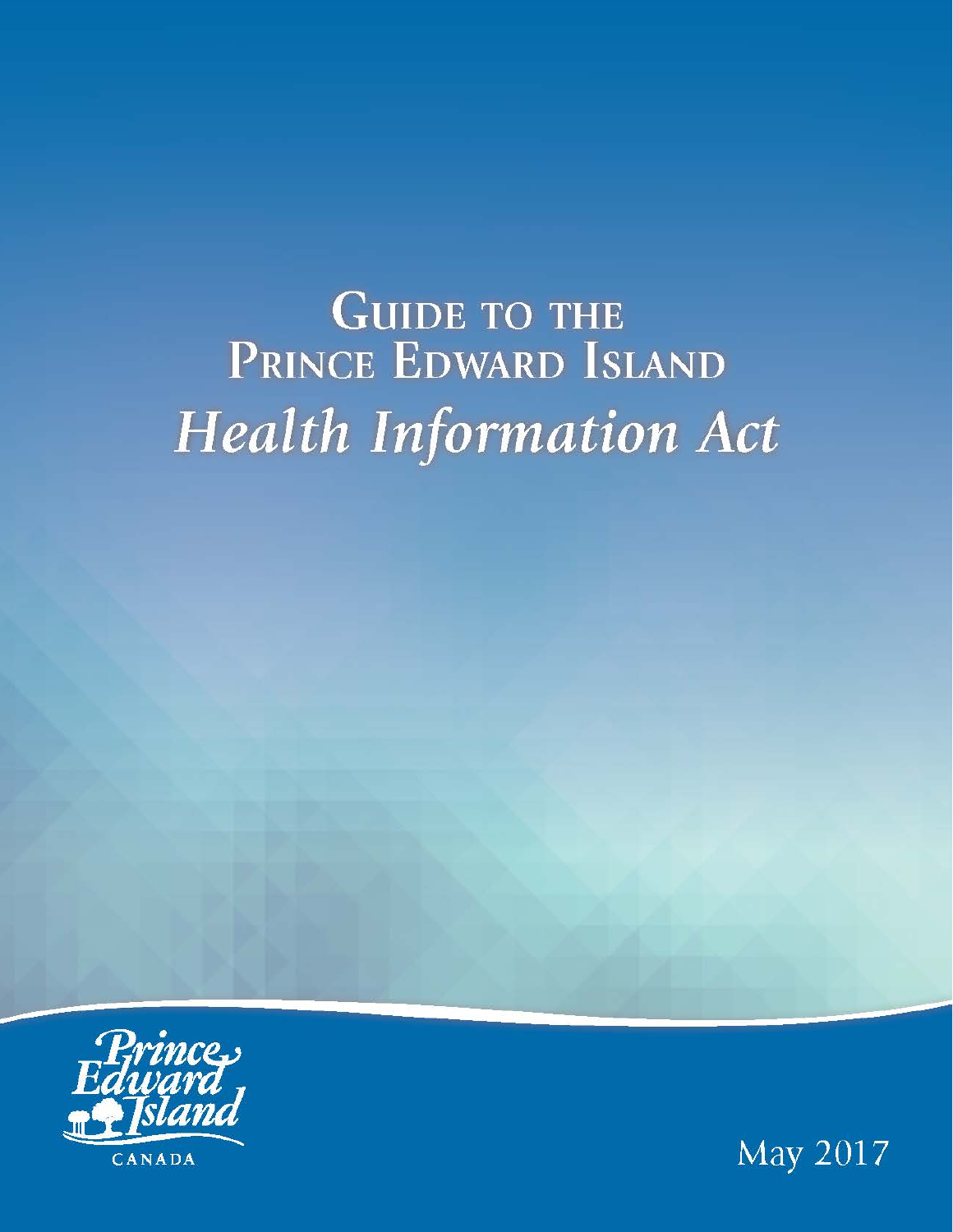# Guide to the Prince Edward Island *Health Information Act*

Prince Edward Island

CANADA

May 2017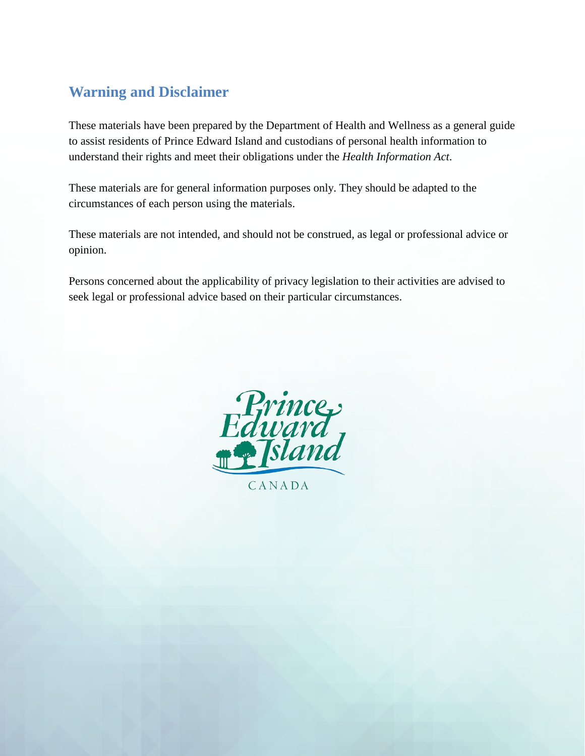## Warning and Disclaimer

These materials have been prepared by the Department of Health and Wellness as a general guide to assist residents of Prince Edward Island and custodians of personal health information to understand their rights and meet their obligations under the *Health Information Act*.

These materials are for general information purposes only. They should be adapted to the circumstances of each person using the materials.

These materials are not intended, and should not be construed, as legal or professional advice or opinion.

Persons concerned about the applicability of privacy legislation to their activities are advised to seek legal or professional advice based on their particular circumstances.

Prince Edward Island

CANADA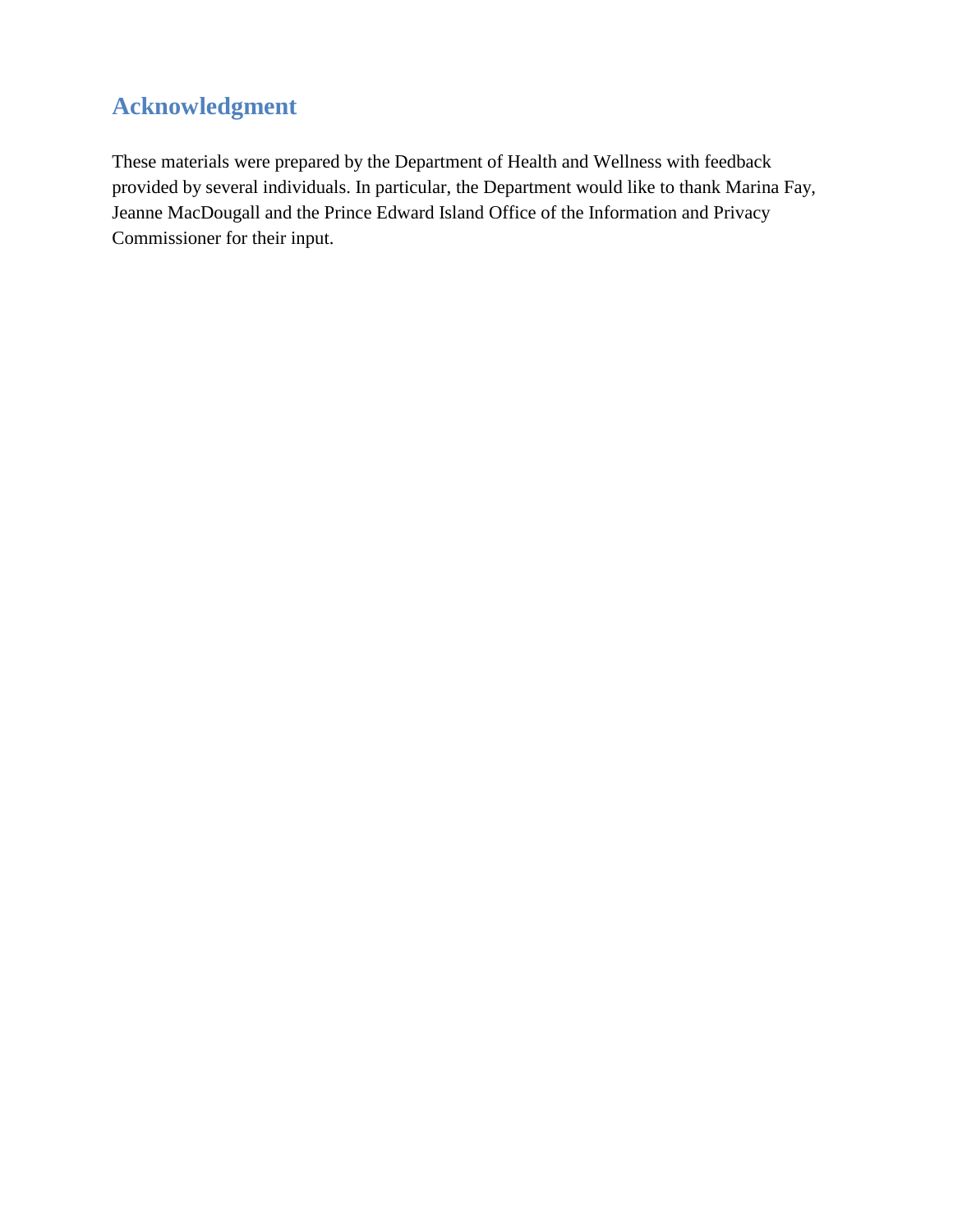## Acknowledgment

These materials were prepared by the Department of Health and Wellness with feedback provided by several individuals. In particular, the Department would like to thank Marina Fay, Jeanne MacDougall and the Prince Edward Island Office of the Information and Privacy Commissioner for their input.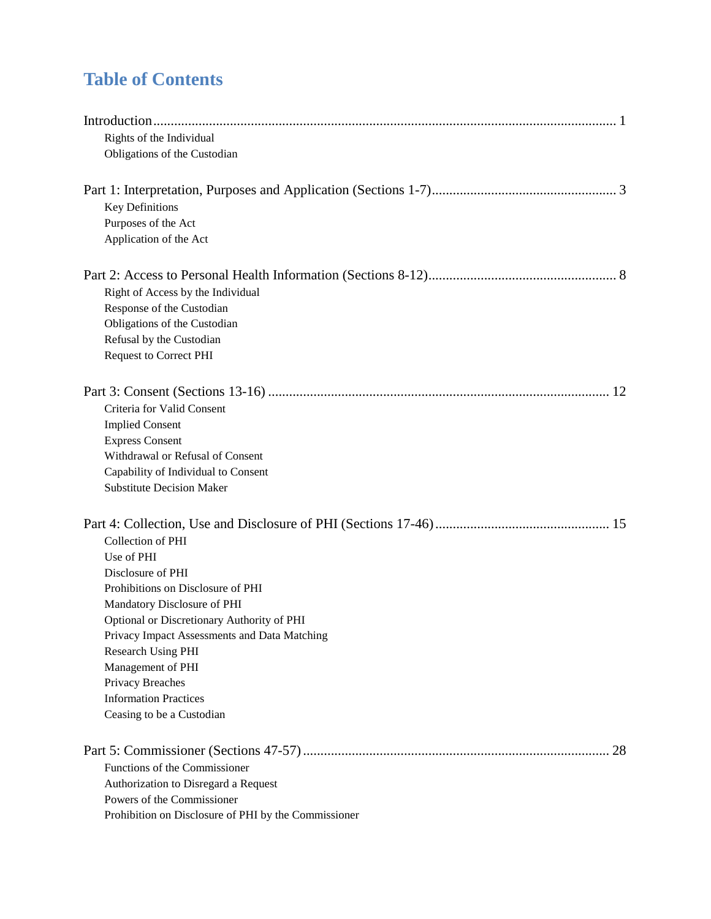# Table of Contents

Introduction ........................................................................................................ 1

- Rights of the Individual
- Obligations of the Custodian

Part 1: Interpretation, Purposes and Application (Sections 1-7) .............................. 3

- Key Definitions
- Purposes of the Act
- Application of the Act

Part 2: Access to Personal Health Information (Sections 8-12) ................................ 8

- Right of Access by the Individual
- Response of the Custodian
- Obligations of the Custodian
- Refusal by the Custodian
- Request to Correct PHI

Part 3: Consent (Sections 13-16) ........................................................................ 12

- Criteria for Valid Consent
- Implied Consent
- Express Consent
- Withdrawal or Refusal of Consent
- Capability of Individual to Consent
- Substitute Decision Maker

Part 4: Collection, Use and Disclosure of PHI (Sections 17-46) ............................. 15

- Collection of PHI
- Use of PHI
- Disclosure of PHI
- Prohibitions on Disclosure of PHI
- Mandatory Disclosure of PHI
- Optional or Discretionary Authority of PHI
- Privacy Impact Assessments and Data Matching
- Research Using PHI
- Management of PHI
- Privacy Breaches
- Information Practices
- Ceasing to be a Custodian

Part 5: Commissioner (Sections 47-57) ............................................................... 28

- Functions of the Commissioner
- Authorization to Disregard a Request
- Powers of the Commissioner
- Prohibition on Disclosure of PHI by the Commissioner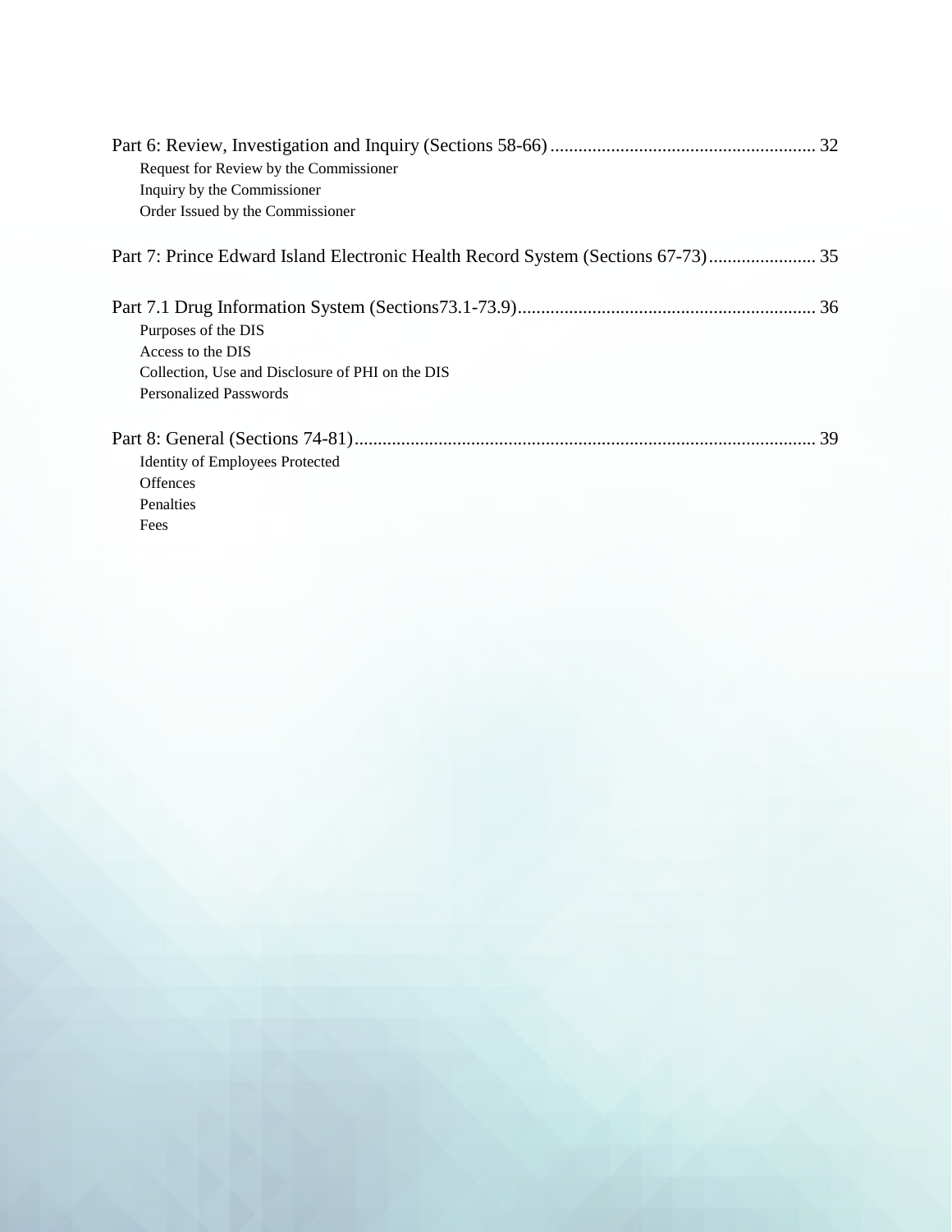Part 6: Review, Investigation and Inquiry (Sections 58-66) ........................................................ 32

- Request for Review by the Commissioner
- Inquiry by the Commissioner
- Order Issued by the Commissioner

Part 7: Prince Edward Island Electronic Health Record System (Sections 67-73) ....................... 35

Part 7.1 Drug Information System (Sections73.1-73.9) ............................................................... 36

- Purposes of the DIS
- Access to the DIS
- Collection, Use and Disclosure of PHI on the DIS
- Personalized Passwords

Part 8: General (Sections 74-81) .................................................................................................. 39

- Identity of Employees Protected
- Offences
- Penalties
- Fees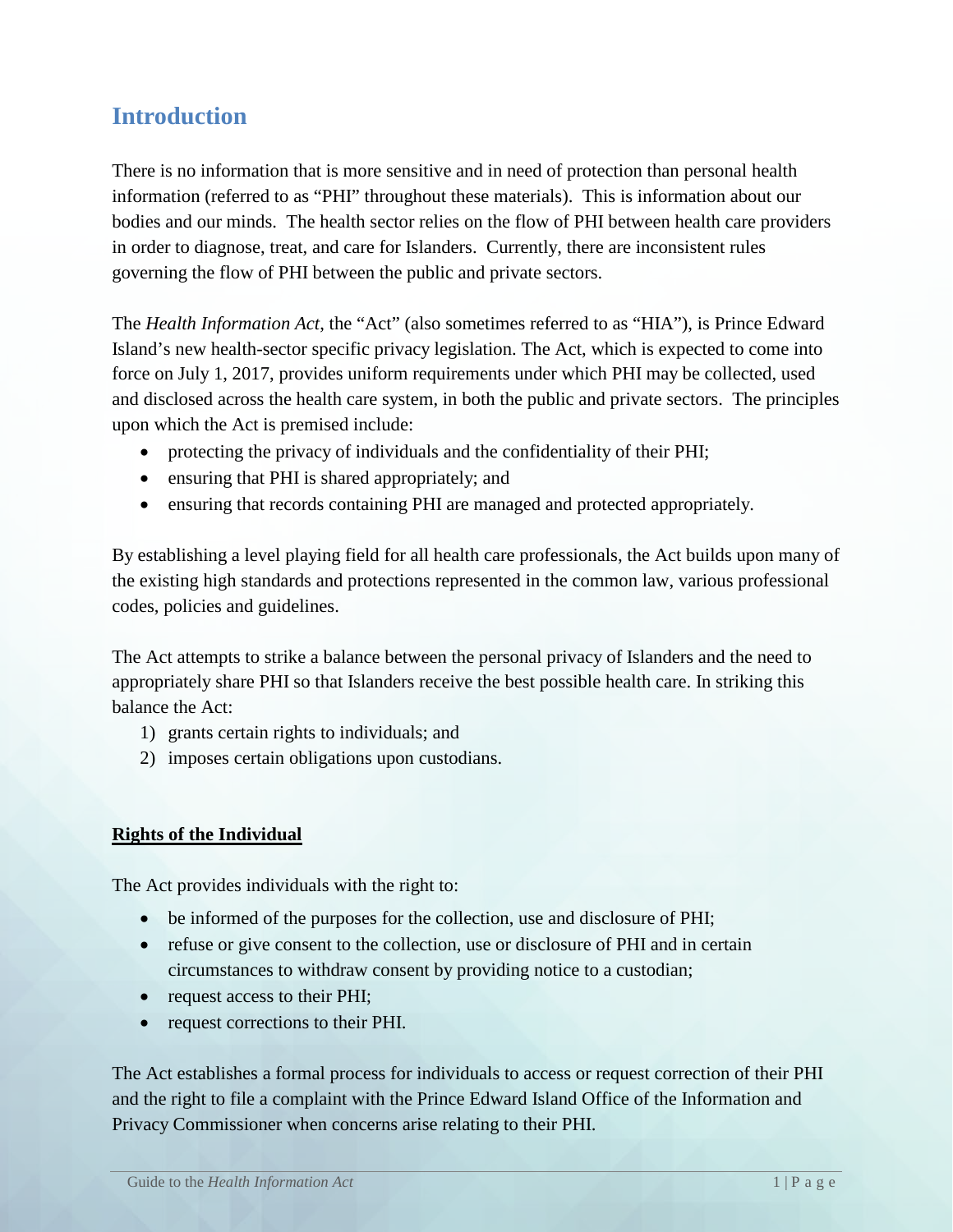# Introduction

There is no information that is more sensitive and in need of protection than personal health information (referred to as "PHI" throughout these materials). This is information about our bodies and our minds. The health sector relies on the flow of PHI between health care providers in order to diagnose, treat, and care for Islanders. Currently, there are inconsistent rules governing the flow of PHI between the public and private sectors.

The *Health Information Act*, the "Act" (also sometimes referred to as "HIA"), is Prince Edward Island's new health-sector specific privacy legislation. The Act, which is expected to come into force on July 1, 2017, provides uniform requirements under which PHI may be collected, used and disclosed across the health care system, in both the public and private sectors. The principles upon which the Act is premised include:

- protecting the privacy of individuals and the confidentiality of their PHI;
- ensuring that PHI is shared appropriately; and
- ensuring that records containing PHI are managed and protected appropriately.

By establishing a level playing field for all health care professionals, the Act builds upon many of the existing high standards and protections represented in the common law, various professional codes, policies and guidelines.

The Act attempts to strike a balance between the personal privacy of Islanders and the need to appropriately share PHI so that Islanders receive the best possible health care. In striking this balance the Act:

1) grants certain rights to individuals; and
2) imposes certain obligations upon custodians.

**Rights of the Individual**

The Act provides individuals with the right to:

- be informed of the purposes for the collection, use and disclosure of PHI;
- refuse or give consent to the collection, use or disclosure of PHI and in certain circumstances to withdraw consent by providing notice to a custodian;
- request access to their PHI;
- request corrections to their PHI.

The Act establishes a formal process for individuals to access or request correction of their PHI and the right to file a complaint with the Prince Edward Island Office of the Information and Privacy Commissioner when concerns arise relating to their PHI.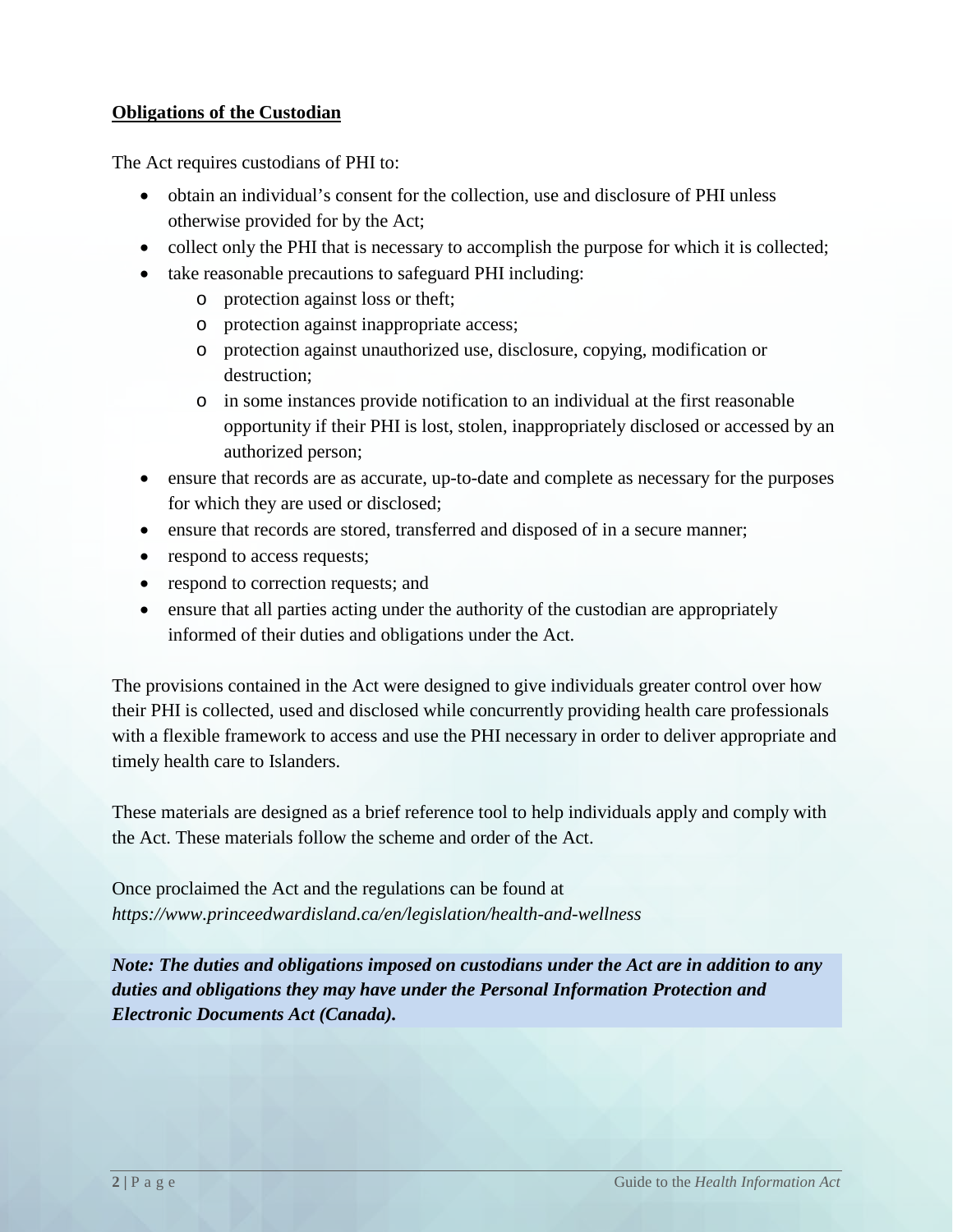**Obligations of the Custodian**

The Act requires custodians of PHI to:

- obtain an individual's consent for the collection, use and disclosure of PHI unless otherwise provided for by the Act;
- collect only the PHI that is necessary to accomplish the purpose for which it is collected;
- take reasonable precautions to safeguard PHI including:
  - protection against loss or theft;
  - protection against inappropriate access;
  - protection against unauthorized use, disclosure, copying, modification or destruction;
  - in some instances provide notification to an individual at the first reasonable opportunity if their PHI is lost, stolen, inappropriately disclosed or accessed by an authorized person;
- ensure that records are as accurate, up-to-date and complete as necessary for the purposes for which they are used or disclosed;
- ensure that records are stored, transferred and disposed of in a secure manner;
- respond to access requests;
- respond to correction requests; and
- ensure that all parties acting under the authority of the custodian are appropriately informed of their duties and obligations under the Act.

The provisions contained in the Act were designed to give individuals greater control over how their PHI is collected, used and disclosed while concurrently providing health care professionals with a flexible framework to access and use the PHI necessary in order to deliver appropriate and timely health care to Islanders.

These materials are designed as a brief reference tool to help individuals apply and comply with the Act. These materials follow the scheme and order of the Act.

Once proclaimed the Act and the regulations can be found at *https://www.princeedwardisland.ca/en/legislation/health-and-wellness*

***Note: The duties and obligations imposed on custodians under the Act are in addition to any duties and obligations they may have under the Personal Information Protection and Electronic Documents Act (Canada).***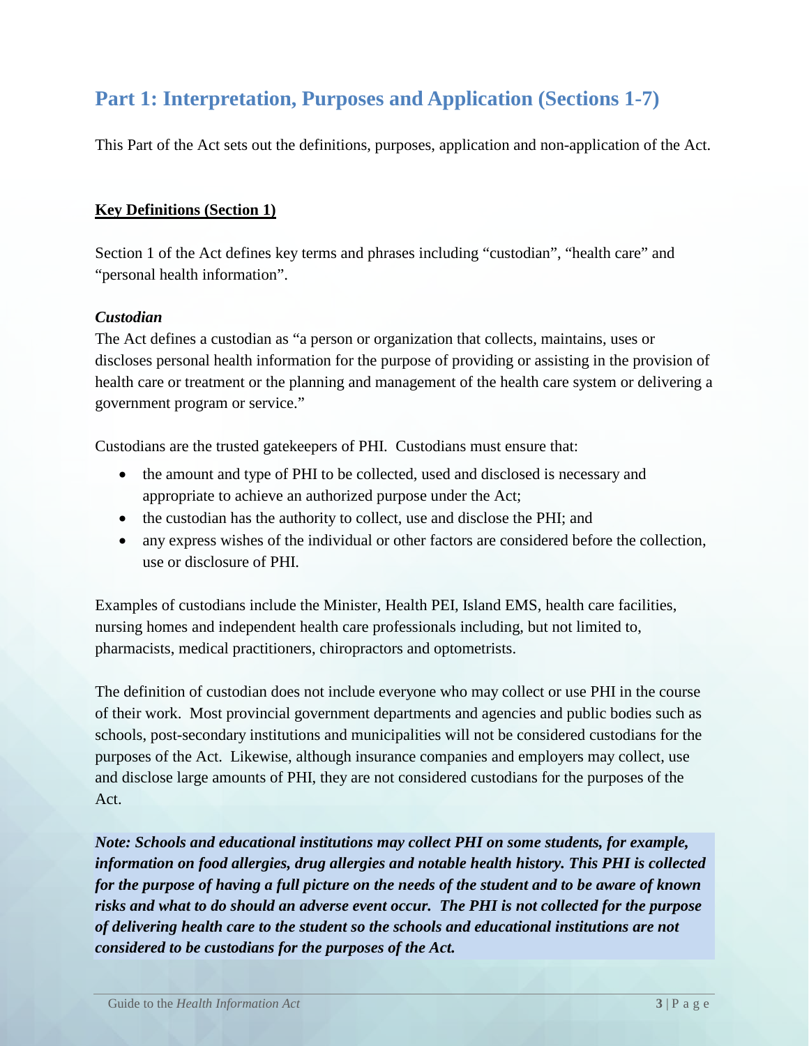## Part 1: Interpretation, Purposes and Application (Sections 1-7)

This Part of the Act sets out the definitions, purposes, application and non-application of the Act.

### Key Definitions (Section 1)

Section 1 of the Act defines key terms and phrases including "custodian", "health care" and "personal health information".

#### *Custodian*

The Act defines a custodian as "a person or organization that collects, maintains, uses or discloses personal health information for the purpose of providing or assisting in the provision of health care or treatment or the planning and management of the health care system or delivering a government program or service."

Custodians are the trusted gatekeepers of PHI. Custodians must ensure that:

- the amount and type of PHI to be collected, used and disclosed is necessary and appropriate to achieve an authorized purpose under the Act;
- the custodian has the authority to collect, use and disclose the PHI; and
- any express wishes of the individual or other factors are considered before the collection, use or disclosure of PHI.

Examples of custodians include the Minister, Health PEI, Island EMS, health care facilities, nursing homes and independent health care professionals including, but not limited to, pharmacists, medical practitioners, chiropractors and optometrists.

The definition of custodian does not include everyone who may collect or use PHI in the course of their work. Most provincial government departments and agencies and public bodies such as schools, post-secondary institutions and municipalities will not be considered custodians for the purposes of the Act. Likewise, although insurance companies and employers may collect, use and disclose large amounts of PHI, they are not considered custodians for the purposes of the Act.

***Note: Schools and educational institutions may collect PHI on some students, for example, information on food allergies, drug allergies and notable health history. This PHI is collected for the purpose of having a full picture on the needs of the student and to be aware of known risks and what to do should an adverse event occur. The PHI is not collected for the purpose of delivering health care to the student so the schools and educational institutions are not considered to be custodians for the purposes of the Act.***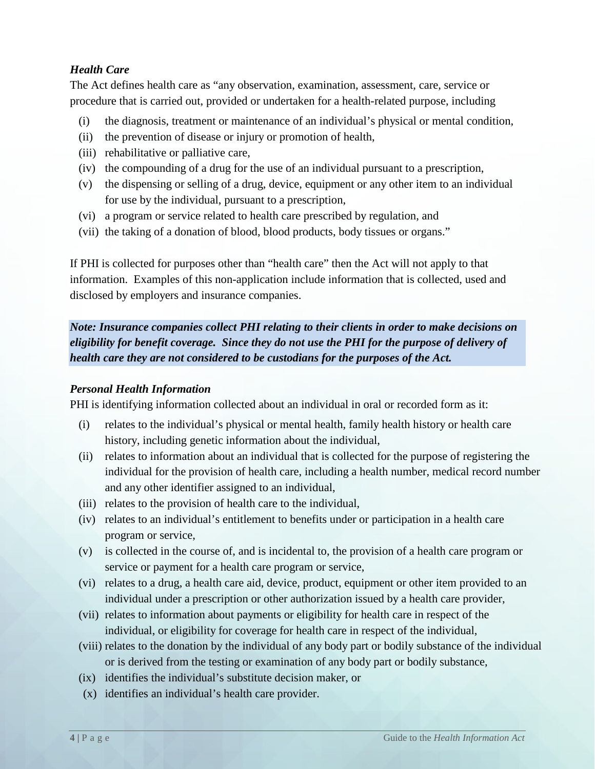### *Health Care*

The Act defines health care as "any observation, examination, assessment, care, service or procedure that is carried out, provided or undertaken for a health-related purpose, including

(i) the diagnosis, treatment or maintenance of an individual's physical or mental condition,
(ii) the prevention of disease or injury or promotion of health,
(iii) rehabilitative or palliative care,
(iv) the compounding of a drug for the use of an individual pursuant to a prescription,
(v) the dispensing or selling of a drug, device, equipment or any other item to an individual for use by the individual, pursuant to a prescription,
(vi) a program or service related to health care prescribed by regulation, and
(vii) the taking of a donation of blood, blood products, body tissues or organs."

If PHI is collected for purposes other than "health care" then the Act will not apply to that information. Examples of this non-application include information that is collected, used and disclosed by employers and insurance companies.

***Note: Insurance companies collect PHI relating to their clients in order to make decisions on eligibility for benefit coverage. Since they do not use the PHI for the purpose of delivery of health care they are not considered to be custodians for the purposes of the Act.***

### *Personal Health Information*

PHI is identifying information collected about an individual in oral or recorded form as it:

(i) relates to the individual's physical or mental health, family health history or health care history, including genetic information about the individual,
(ii) relates to information about an individual that is collected for the purpose of registering the individual for the provision of health care, including a health number, medical record number and any other identifier assigned to an individual,
(iii) relates to the provision of health care to the individual,
(iv) relates to an individual's entitlement to benefits under or participation in a health care program or service,
(v) is collected in the course of, and is incidental to, the provision of a health care program or service or payment for a health care program or service,
(vi) relates to a drug, a health care aid, device, product, equipment or other item provided to an individual under a prescription or other authorization issued by a health care provider,
(vii) relates to information about payments or eligibility for health care in respect of the individual, or eligibility for coverage for health care in respect of the individual,
(viii) relates to the donation by the individual of any body part or bodily substance of the individual or is derived from the testing or examination of any body part or bodily substance,
(ix) identifies the individual's substitute decision maker, or
(x) identifies an individual's health care provider.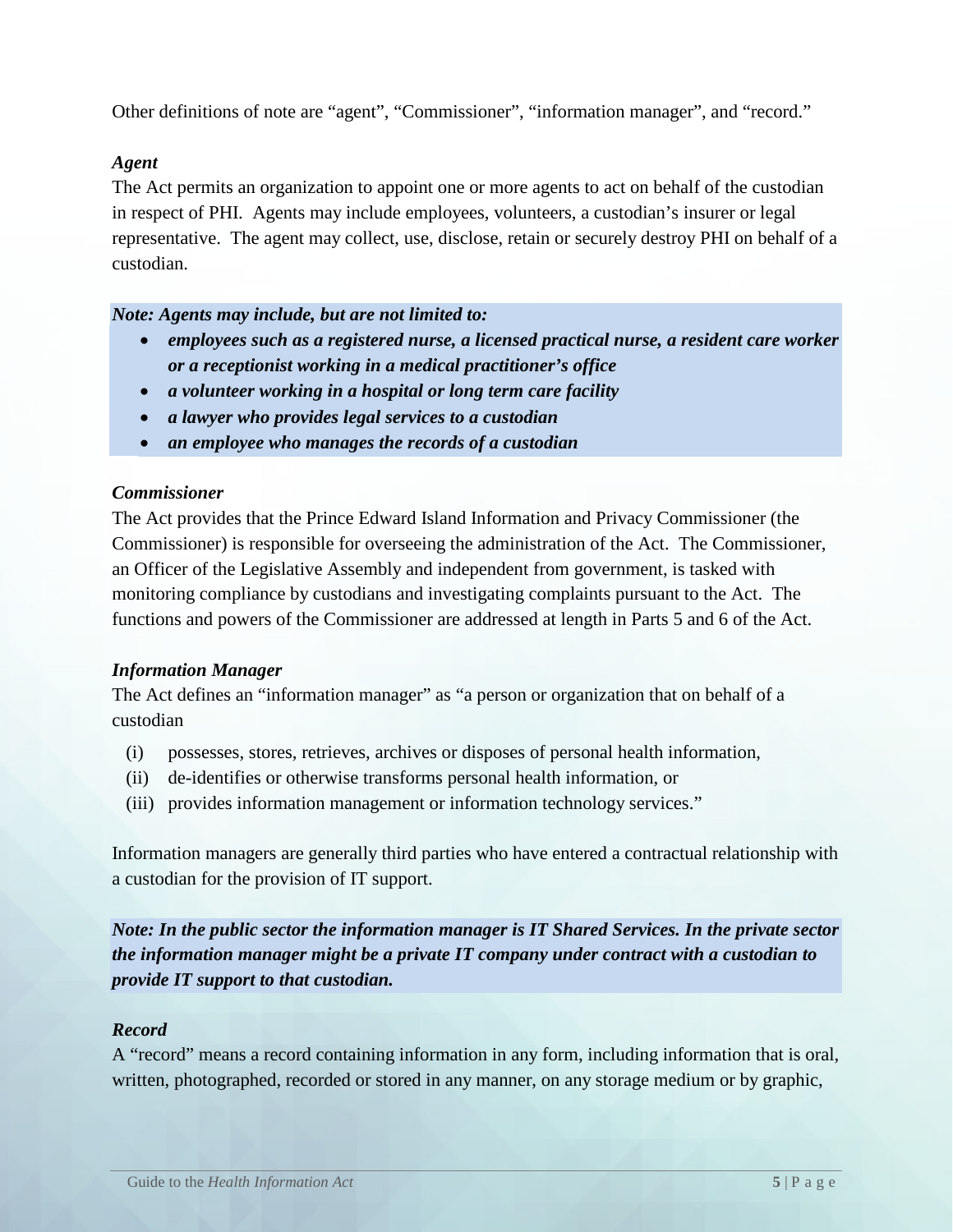Other definitions of note are "agent", "Commissioner", "information manager", and "record."

*Agent*
The Act permits an organization to appoint one or more agents to act on behalf of the custodian in respect of PHI. Agents may include employees, volunteers, a custodian's insurer or legal representative. The agent may collect, use, disclose, retain or securely destroy PHI on behalf of a custodian.

***Note: Agents may include, but are not limited to:***

- ***employees such as a registered nurse, a licensed practical nurse, a resident care worker or a receptionist working in a medical practitioner's office***
- ***a volunteer working in a hospital or long term care facility***
- ***a lawyer who provides legal services to a custodian***
- ***an employee who manages the records of a custodian***

***Commissioner***
The Act provides that the Prince Edward Island Information and Privacy Commissioner (the Commissioner) is responsible for overseeing the administration of the Act. The Commissioner, an Officer of the Legislative Assembly and independent from government, is tasked with monitoring compliance by custodians and investigating complaints pursuant to the Act. The functions and powers of the Commissioner are addressed at length in Parts 5 and 6 of the Act.

***Information Manager***
The Act defines an "information manager" as "a person or organization that on behalf of a custodian

(i) possesses, stores, retrieves, archives or disposes of personal health information,
(ii) de-identifies or otherwise transforms personal health information, or
(iii) provides information management or information technology services."

Information managers are generally third parties who have entered a contractual relationship with a custodian for the provision of IT support.

***Note: In the public sector the information manager is IT Shared Services. In the private sector the information manager might be a private IT company under contract with a custodian to provide IT support to that custodian.***

***Record***
A "record" means a record containing information in any form, including information that is oral, written, photographed, recorded or stored in any manner, on any storage medium or by graphic,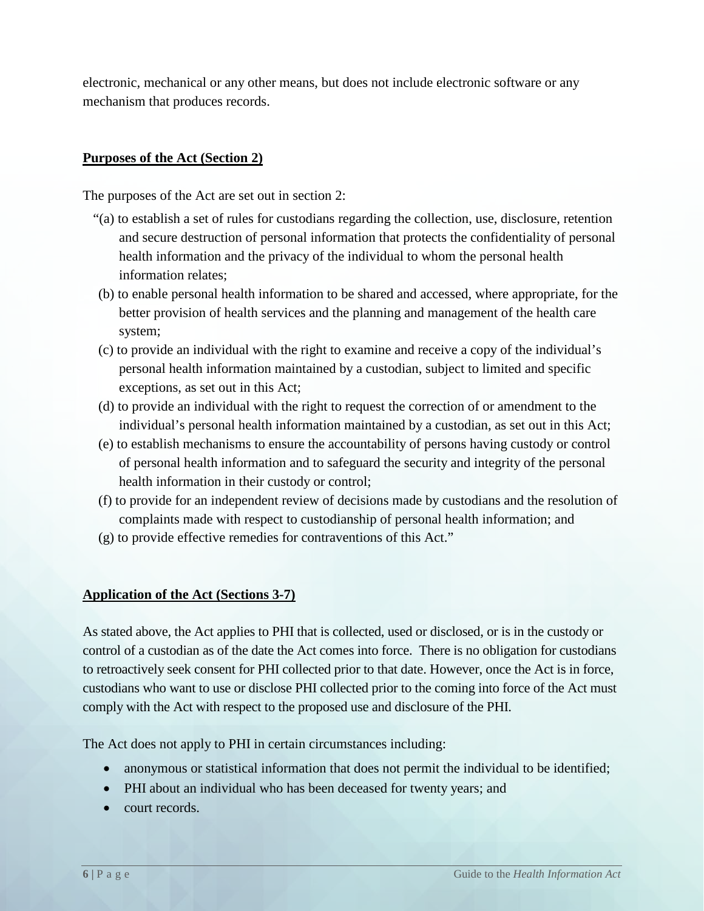electronic, mechanical or any other means, but does not include electronic software or any mechanism that produces records.

**Purposes of the Act (Section 2)**

The purposes of the Act are set out in section 2:

"(a) to establish a set of rules for custodians regarding the collection, use, disclosure, retention and secure destruction of personal information that protects the confidentiality of personal health information and the privacy of the individual to whom the personal health information relates;

(b) to enable personal health information to be shared and accessed, where appropriate, for the better provision of health services and the planning and management of the health care system;

(c) to provide an individual with the right to examine and receive a copy of the individual's personal health information maintained by a custodian, subject to limited and specific exceptions, as set out in this Act;

(d) to provide an individual with the right to request the correction of or amendment to the individual's personal health information maintained by a custodian, as set out in this Act;

(e) to establish mechanisms to ensure the accountability of persons having custody or control of personal health information and to safeguard the security and integrity of the personal health information in their custody or control;

(f) to provide for an independent review of decisions made by custodians and the resolution of complaints made with respect to custodianship of personal health information; and

(g) to provide effective remedies for contraventions of this Act."

**Application of the Act (Sections 3-7)**

As stated above, the Act applies to PHI that is collected, used or disclosed, or is in the custody or control of a custodian as of the date the Act comes into force. There is no obligation for custodians to retroactively seek consent for PHI collected prior to that date. However, once the Act is in force, custodians who want to use or disclose PHI collected prior to the coming into force of the Act must comply with the Act with respect to the proposed use and disclosure of the PHI.

The Act does not apply to PHI in certain circumstances including:

- anonymous or statistical information that does not permit the individual to be identified;
- PHI about an individual who has been deceased for twenty years; and
- court records.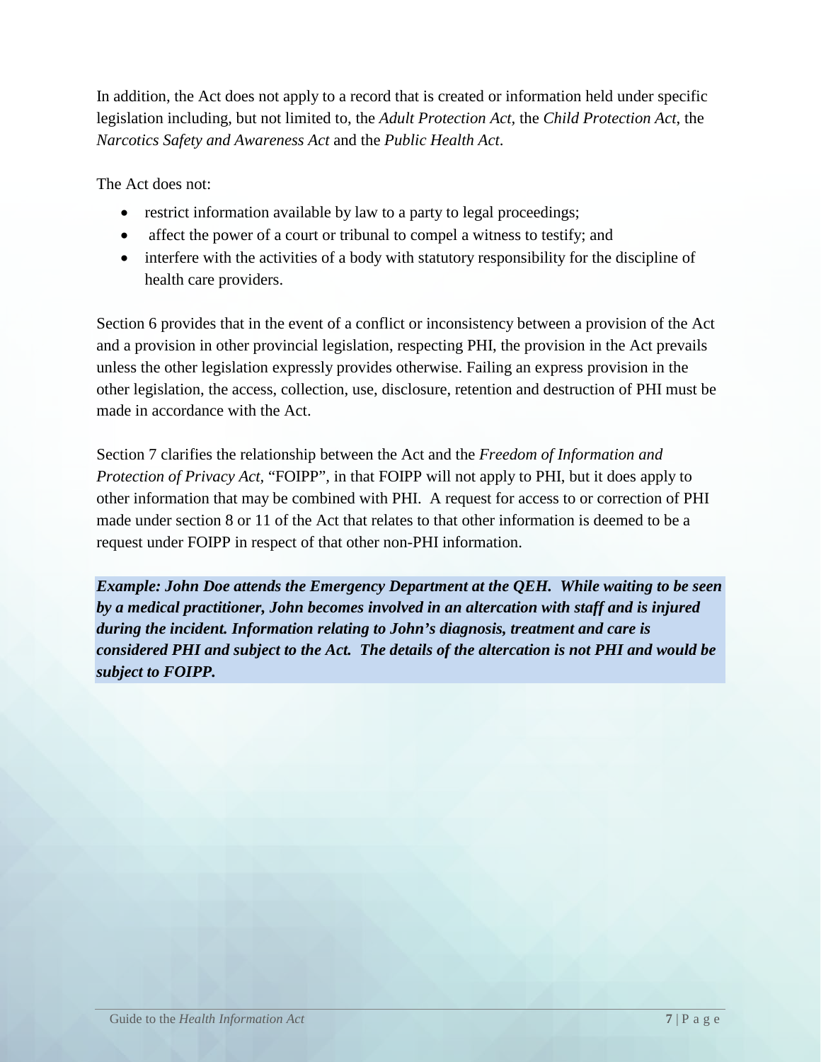In addition, the Act does not apply to a record that is created or information held under specific legislation including, but not limited to, the *Adult Protection Act,* the *Child Protection Act*, the *Narcotics Safety and Awareness Act* and the *Public Health Act*.

The Act does not:

- restrict information available by law to a party to legal proceedings;
- affect the power of a court or tribunal to compel a witness to testify; and
- interfere with the activities of a body with statutory responsibility for the discipline of health care providers.

Section 6 provides that in the event of a conflict or inconsistency between a provision of the Act and a provision in other provincial legislation, respecting PHI, the provision in the Act prevails unless the other legislation expressly provides otherwise. Failing an express provision in the other legislation, the access, collection, use, disclosure, retention and destruction of PHI must be made in accordance with the Act.

Section 7 clarifies the relationship between the Act and the *Freedom of Information and Protection of Privacy Act,* "FOIPP", in that FOIPP will not apply to PHI, but it does apply to other information that may be combined with PHI. A request for access to or correction of PHI made under section 8 or 11 of the Act that relates to that other information is deemed to be a request under FOIPP in respect of that other non-PHI information.

***Example: John Doe attends the Emergency Department at the QEH. While waiting to be seen by a medical practitioner, John becomes involved in an altercation with staff and is injured during the incident. Information relating to John's diagnosis, treatment and care is considered PHI and subject to the Act. The details of the altercation is not PHI and would be subject to FOIPP.***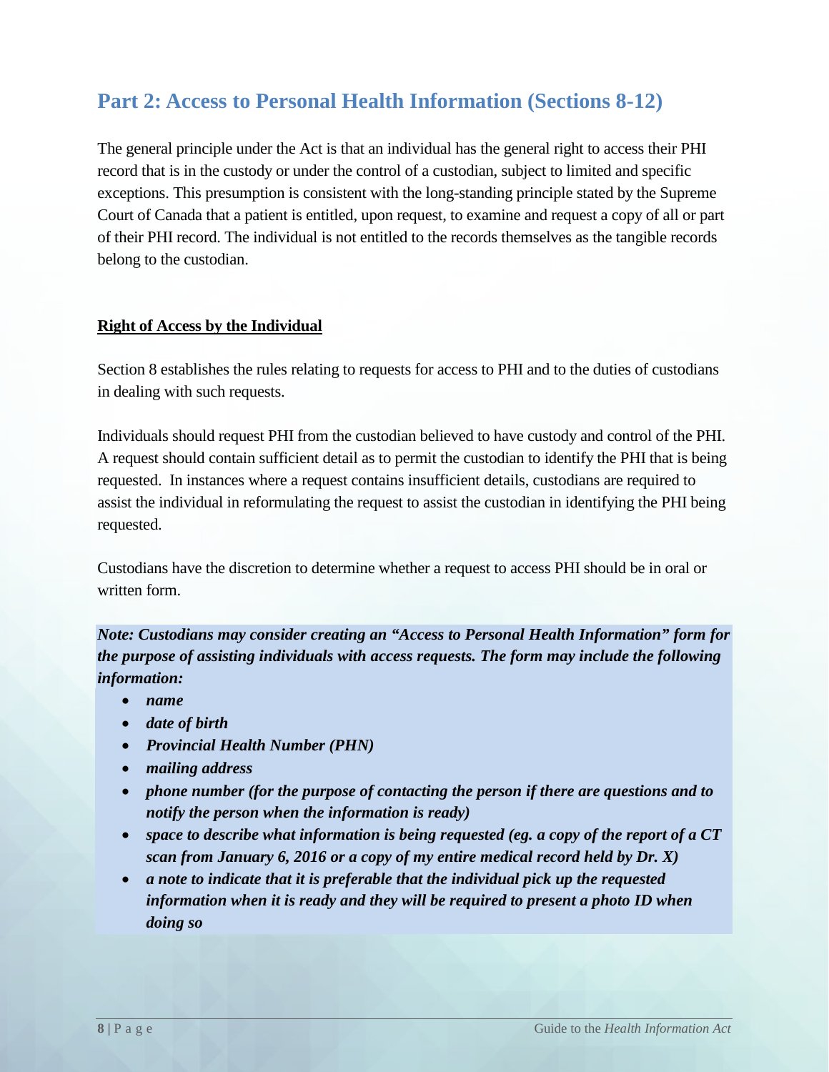## Part 2: Access to Personal Health Information (Sections 8-12)

The general principle under the Act is that an individual has the general right to access their PHI record that is in the custody or under the control of a custodian, subject to limited and specific exceptions. This presumption is consistent with the long-standing principle stated by the Supreme Court of Canada that a patient is entitled, upon request, to examine and request a copy of all or part of their PHI record. The individual is not entitled to the records themselves as the tangible records belong to the custodian.

### Right of Access by the Individual

Section 8 establishes the rules relating to requests for access to PHI and to the duties of custodians in dealing with such requests.

Individuals should request PHI from the custodian believed to have custody and control of the PHI. A request should contain sufficient detail as to permit the custodian to identify the PHI that is being requested. In instances where a request contains insufficient details, custodians are required to assist the individual in reformulating the request to assist the custodian in identifying the PHI being requested.

Custodians have the discretion to determine whether a request to access PHI should be in oral or written form.

***Note: Custodians may consider creating an "Access to Personal Health Information" form for the purpose of assisting individuals with access requests. The form may include the following information:***

- ***name***
- ***date of birth***
- ***Provincial Health Number (PHN)***
- ***mailing address***
- ***phone number (for the purpose of contacting the person if there are questions and to notify the person when the information is ready)***
- ***space to describe what information is being requested (eg. a copy of the report of a CT scan from January 6, 2016 or a copy of my entire medical record held by Dr. X)***
- ***a note to indicate that it is preferable that the individual pick up the requested information when it is ready and they will be required to present a photo ID when doing so***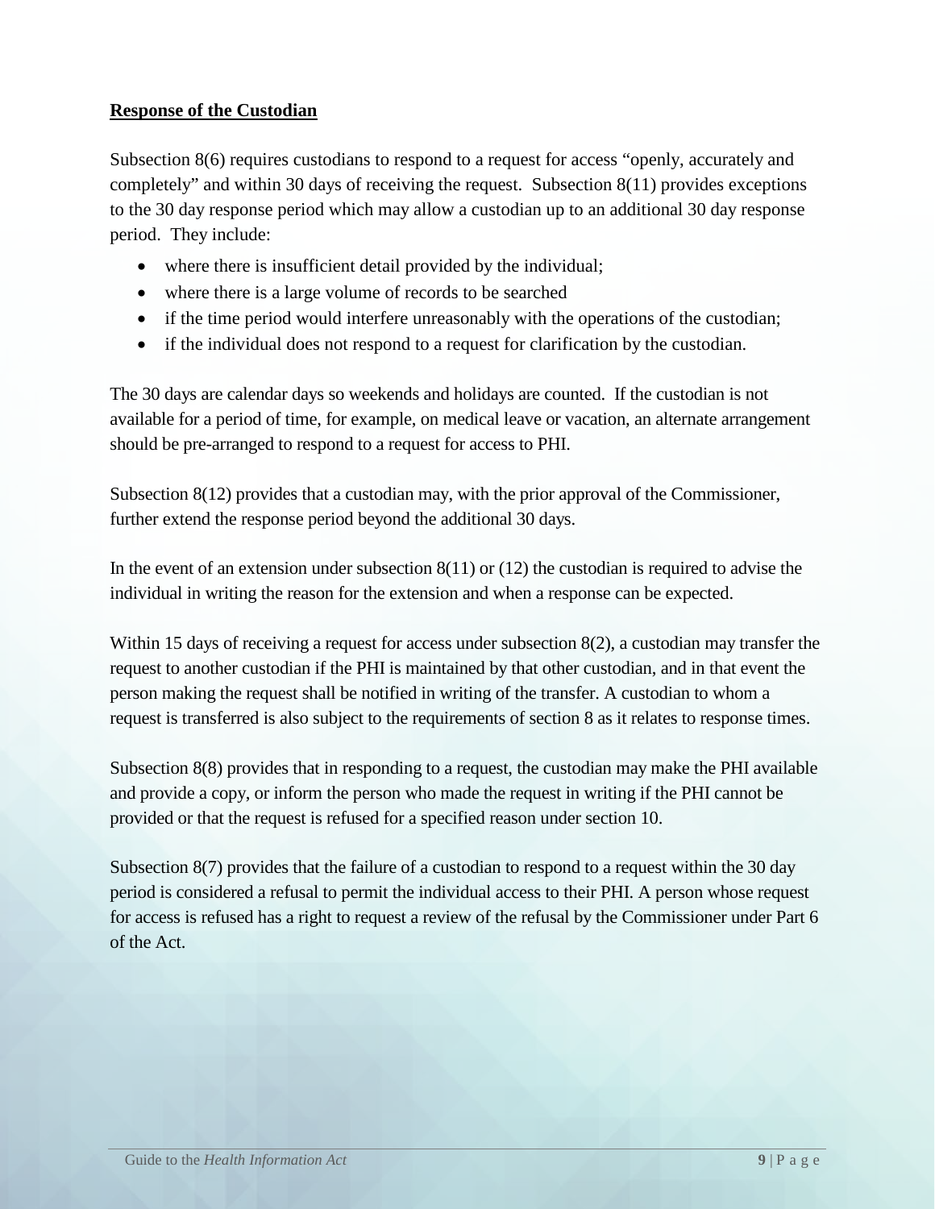**Response of the Custodian**

Subsection 8(6) requires custodians to respond to a request for access "openly, accurately and completely" and within 30 days of receiving the request. Subsection 8(11) provides exceptions to the 30 day response period which may allow a custodian up to an additional 30 day response period. They include:

- where there is insufficient detail provided by the individual;
- where there is a large volume of records to be searched
- if the time period would interfere unreasonably with the operations of the custodian;
- if the individual does not respond to a request for clarification by the custodian.

The 30 days are calendar days so weekends and holidays are counted. If the custodian is not available for a period of time, for example, on medical leave or vacation, an alternate arrangement should be pre-arranged to respond to a request for access to PHI.

Subsection 8(12) provides that a custodian may, with the prior approval of the Commissioner, further extend the response period beyond the additional 30 days.

In the event of an extension under subsection 8(11) or (12) the custodian is required to advise the individual in writing the reason for the extension and when a response can be expected.

Within 15 days of receiving a request for access under subsection 8(2), a custodian may transfer the request to another custodian if the PHI is maintained by that other custodian, and in that event the person making the request shall be notified in writing of the transfer. A custodian to whom a request is transferred is also subject to the requirements of section 8 as it relates to response times.

Subsection 8(8) provides that in responding to a request, the custodian may make the PHI available and provide a copy, or inform the person who made the request in writing if the PHI cannot be provided or that the request is refused for a specified reason under section 10.

Subsection 8(7) provides that the failure of a custodian to respond to a request within the 30 day period is considered a refusal to permit the individual access to their PHI. A person whose request for access is refused has a right to request a review of the refusal by the Commissioner under Part 6 of the Act.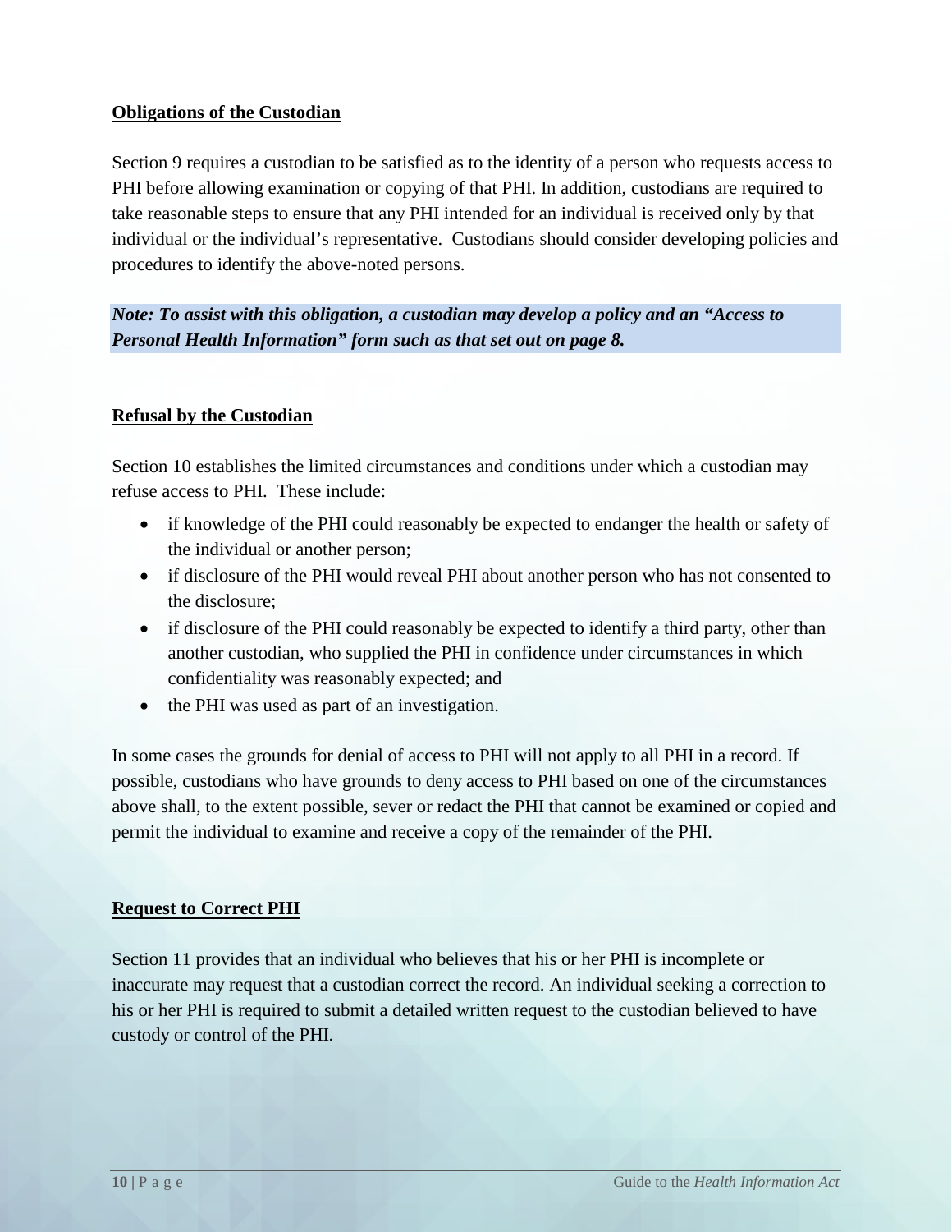**Obligations of the Custodian**

Section 9 requires a custodian to be satisfied as to the identity of a person who requests access to PHI before allowing examination or copying of that PHI. In addition, custodians are required to take reasonable steps to ensure that any PHI intended for an individual is received only by that individual or the individual's representative. Custodians should consider developing policies and procedures to identify the above-noted persons.

***Note: To assist with this obligation, a custodian may develop a policy and an "Access to Personal Health Information" form such as that set out on page 8.***

**Refusal by the Custodian**

Section 10 establishes the limited circumstances and conditions under which a custodian may refuse access to PHI. These include:

- if knowledge of the PHI could reasonably be expected to endanger the health or safety of the individual or another person;
- if disclosure of the PHI would reveal PHI about another person who has not consented to the disclosure;
- if disclosure of the PHI could reasonably be expected to identify a third party, other than another custodian, who supplied the PHI in confidence under circumstances in which confidentiality was reasonably expected; and
- the PHI was used as part of an investigation.

In some cases the grounds for denial of access to PHI will not apply to all PHI in a record. If possible, custodians who have grounds to deny access to PHI based on one of the circumstances above shall, to the extent possible, sever or redact the PHI that cannot be examined or copied and permit the individual to examine and receive a copy of the remainder of the PHI.

**Request to Correct PHI**

Section 11 provides that an individual who believes that his or her PHI is incomplete or inaccurate may request that a custodian correct the record. An individual seeking a correction to his or her PHI is required to submit a detailed written request to the custodian believed to have custody or control of the PHI.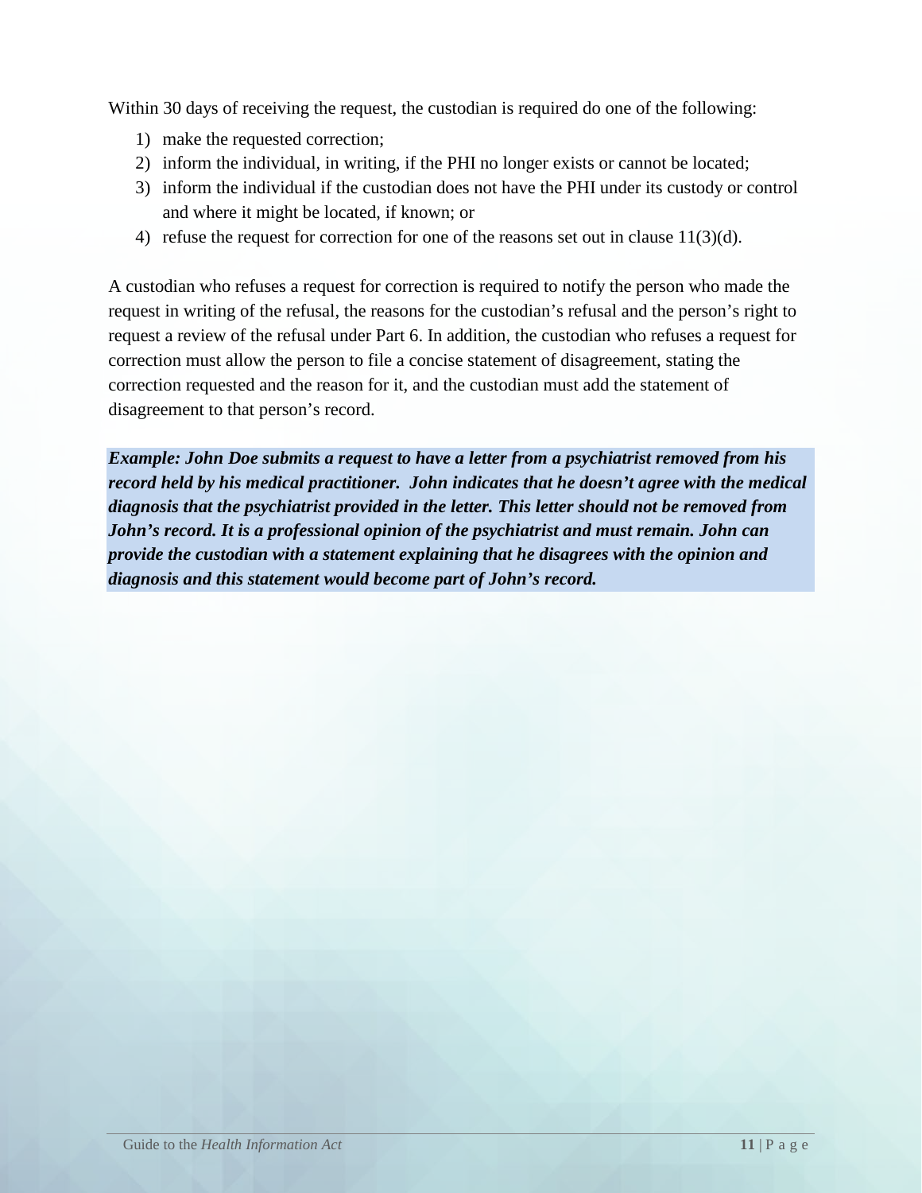Within 30 days of receiving the request, the custodian is required do one of the following:

1) make the requested correction;
2) inform the individual, in writing, if the PHI no longer exists or cannot be located;
3) inform the individual if the custodian does not have the PHI under its custody or control and where it might be located, if known; or
4) refuse the request for correction for one of the reasons set out in clause 11(3)(d).

A custodian who refuses a request for correction is required to notify the person who made the request in writing of the refusal, the reasons for the custodian's refusal and the person's right to request a review of the refusal under Part 6. In addition, the custodian who refuses a request for correction must allow the person to file a concise statement of disagreement, stating the correction requested and the reason for it, and the custodian must add the statement of disagreement to that person's record.

***Example: John Doe submits a request to have a letter from a psychiatrist removed from his record held by his medical practitioner. John indicates that he doesn't agree with the medical diagnosis that the psychiatrist provided in the letter. This letter should not be removed from John's record. It is a professional opinion of the psychiatrist and must remain. John can provide the custodian with a statement explaining that he disagrees with the opinion and diagnosis and this statement would become part of John's record.***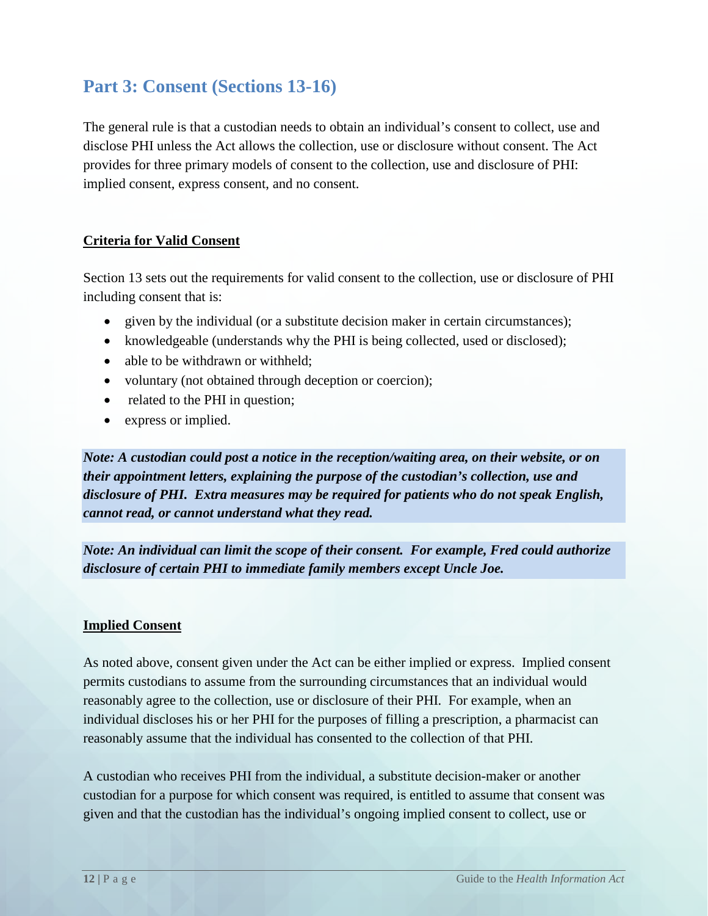## Part 3: Consent (Sections 13-16)

The general rule is that a custodian needs to obtain an individual's consent to collect, use and disclose PHI unless the Act allows the collection, use or disclosure without consent. The Act provides for three primary models of consent to the collection, use and disclosure of PHI: implied consent, express consent, and no consent.

**<u>Criteria for Valid Consent</u>**

Section 13 sets out the requirements for valid consent to the collection, use or disclosure of PHI including consent that is:

- given by the individual (or a substitute decision maker in certain circumstances);
- knowledgeable (understands why the PHI is being collected, used or disclosed);
- able to be withdrawn or withheld;
- voluntary (not obtained through deception or coercion);
- related to the PHI in question;
- express or implied.

***Note: A custodian could post a notice in the reception/waiting area, on their website, or on their appointment letters, explaining the purpose of the custodian's collection, use and disclosure of PHI. Extra measures may be required for patients who do not speak English, cannot read, or cannot understand what they read.***

***Note: An individual can limit the scope of their consent. For example, Fred could authorize disclosure of certain PHI to immediate family members except Uncle Joe.***

**<u>Implied Consent</u>**

As noted above, consent given under the Act can be either implied or express. Implied consent permits custodians to assume from the surrounding circumstances that an individual would reasonably agree to the collection, use or disclosure of their PHI. For example, when an individual discloses his or her PHI for the purposes of filling a prescription, a pharmacist can reasonably assume that the individual has consented to the collection of that PHI.

A custodian who receives PHI from the individual, a substitute decision-maker or another custodian for a purpose for which consent was required, is entitled to assume that consent was given and that the custodian has the individual's ongoing implied consent to collect, use or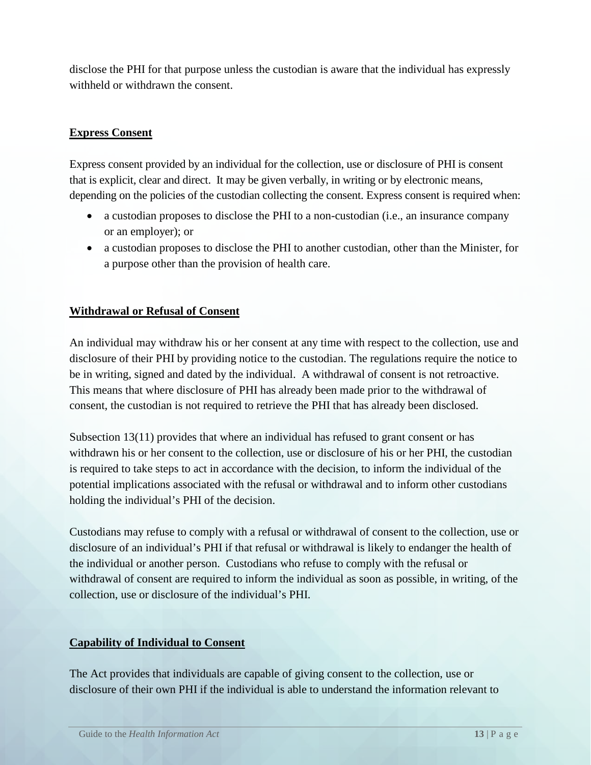disclose the PHI for that purpose unless the custodian is aware that the individual has expressly withheld or withdrawn the consent.

## Express Consent

Express consent provided by an individual for the collection, use or disclosure of PHI is consent that is explicit, clear and direct. It may be given verbally, in writing or by electronic means, depending on the policies of the custodian collecting the consent. Express consent is required when:

- a custodian proposes to disclose the PHI to a non-custodian (i.e., an insurance company or an employer); or
- a custodian proposes to disclose the PHI to another custodian, other than the Minister, for a purpose other than the provision of health care.

## Withdrawal or Refusal of Consent

An individual may withdraw his or her consent at any time with respect to the collection, use and disclosure of their PHI by providing notice to the custodian. The regulations require the notice to be in writing, signed and dated by the individual. A withdrawal of consent is not retroactive. This means that where disclosure of PHI has already been made prior to the withdrawal of consent, the custodian is not required to retrieve the PHI that has already been disclosed.

Subsection 13(11) provides that where an individual has refused to grant consent or has withdrawn his or her consent to the collection, use or disclosure of his or her PHI, the custodian is required to take steps to act in accordance with the decision, to inform the individual of the potential implications associated with the refusal or withdrawal and to inform other custodians holding the individual's PHI of the decision.

Custodians may refuse to comply with a refusal or withdrawal of consent to the collection, use or disclosure of an individual's PHI if that refusal or withdrawal is likely to endanger the health of the individual or another person. Custodians who refuse to comply with the refusal or withdrawal of consent are required to inform the individual as soon as possible, in writing, of the collection, use or disclosure of the individual's PHI.

## Capability of Individual to Consent

The Act provides that individuals are capable of giving consent to the collection, use or disclosure of their own PHI if the individual is able to understand the information relevant to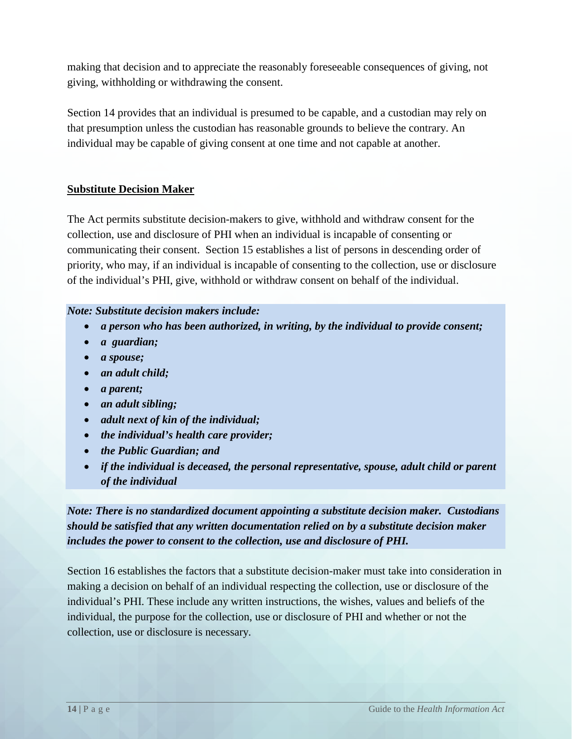making that decision and to appreciate the reasonably foreseeable consequences of giving, not giving, withholding or withdrawing the consent.

Section 14 provides that an individual is presumed to be capable, and a custodian may rely on that presumption unless the custodian has reasonable grounds to believe the contrary. An individual may be capable of giving consent at one time and not capable at another.

## Substitute Decision Maker

The Act permits substitute decision-makers to give, withhold and withdraw consent for the collection, use and disclosure of PHI when an individual is incapable of consenting or communicating their consent. Section 15 establishes a list of persons in descending order of priority, who may, if an individual is incapable of consenting to the collection, use or disclosure of the individual's PHI, give, withhold or withdraw consent on behalf of the individual.

***Note: Substitute decision makers include:***

- ***a person who has been authorized, in writing, by the individual to provide consent;***
- ***a guardian;***
- ***a spouse;***
- ***an adult child;***
- ***a parent;***
- ***an adult sibling;***
- ***adult next of kin of the individual;***
- ***the individual's health care provider;***
- ***the Public Guardian; and***
- ***if the individual is deceased, the personal representative, spouse, adult child or parent of the individual***

***Note: There is no standardized document appointing a substitute decision maker. Custodians should be satisfied that any written documentation relied on by a substitute decision maker includes the power to consent to the collection, use and disclosure of PHI.***

Section 16 establishes the factors that a substitute decision-maker must take into consideration in making a decision on behalf of an individual respecting the collection, use or disclosure of the individual's PHI. These include any written instructions, the wishes, values and beliefs of the individual, the purpose for the collection, use or disclosure of PHI and whether or not the collection, use or disclosure is necessary.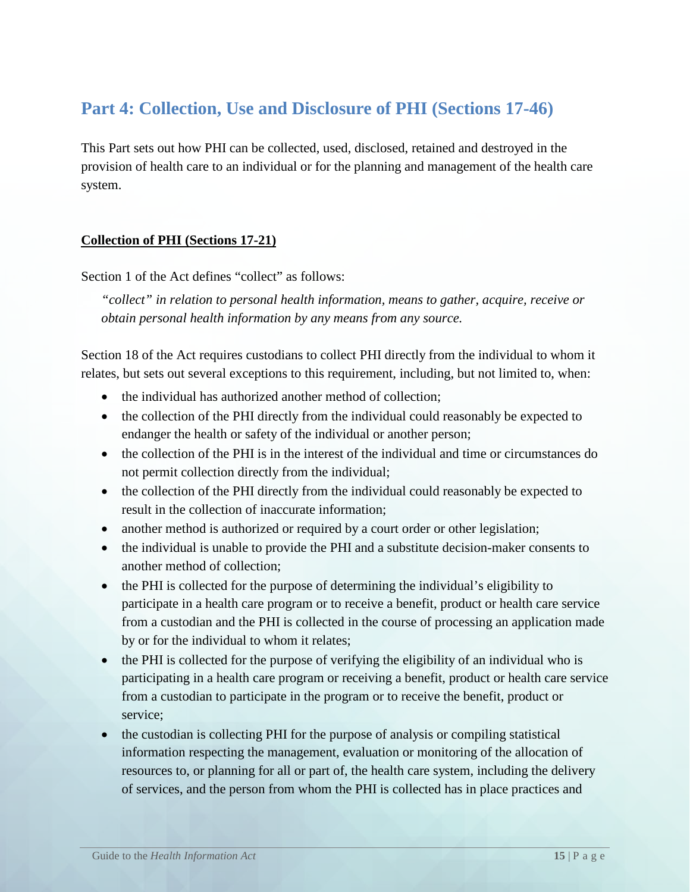## Part 4: Collection, Use and Disclosure of PHI (Sections 17-46)

This Part sets out how PHI can be collected, used, disclosed, retained and destroyed in the provision of health care to an individual or for the planning and management of the health care system.

### **Collection of PHI (Sections 17-21)**

Section 1 of the Act defines "collect" as follows:

> *"collect" in relation to personal health information, means to gather, acquire, receive or obtain personal health information by any means from any source.*

Section 18 of the Act requires custodians to collect PHI directly from the individual to whom it relates, but sets out several exceptions to this requirement, including, but not limited to, when:

- the individual has authorized another method of collection;
- the collection of the PHI directly from the individual could reasonably be expected to endanger the health or safety of the individual or another person;
- the collection of the PHI is in the interest of the individual and time or circumstances do not permit collection directly from the individual;
- the collection of the PHI directly from the individual could reasonably be expected to result in the collection of inaccurate information;
- another method is authorized or required by a court order or other legislation;
- the individual is unable to provide the PHI and a substitute decision-maker consents to another method of collection;
- the PHI is collected for the purpose of determining the individual's eligibility to participate in a health care program or to receive a benefit, product or health care service from a custodian and the PHI is collected in the course of processing an application made by or for the individual to whom it relates;
- the PHI is collected for the purpose of verifying the eligibility of an individual who is participating in a health care program or receiving a benefit, product or health care service from a custodian to participate in the program or to receive the benefit, product or service;
- the custodian is collecting PHI for the purpose of analysis or compiling statistical information respecting the management, evaluation or monitoring of the allocation of resources to, or planning for all or part of, the health care system, including the delivery of services, and the person from whom the PHI is collected has in place practices and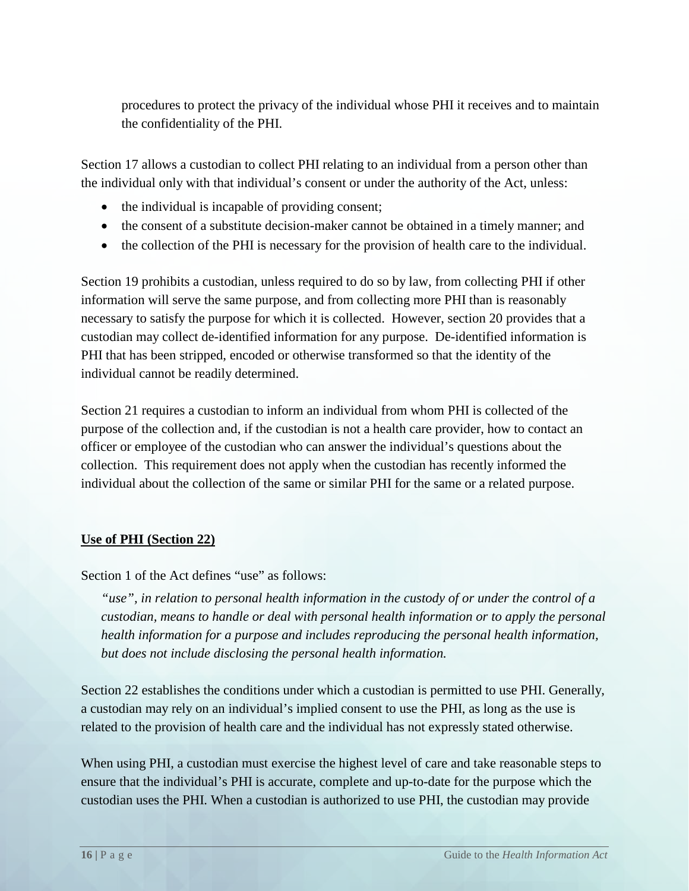procedures to protect the privacy of the individual whose PHI it receives and to maintain the confidentiality of the PHI.

Section 17 allows a custodian to collect PHI relating to an individual from a person other than the individual only with that individual's consent or under the authority of the Act, unless:

- the individual is incapable of providing consent;
- the consent of a substitute decision-maker cannot be obtained in a timely manner; and
- the collection of the PHI is necessary for the provision of health care to the individual.

Section 19 prohibits a custodian, unless required to do so by law, from collecting PHI if other information will serve the same purpose, and from collecting more PHI than is reasonably necessary to satisfy the purpose for which it is collected. However, section 20 provides that a custodian may collect de-identified information for any purpose. De-identified information is PHI that has been stripped, encoded or otherwise transformed so that the identity of the individual cannot be readily determined.

Section 21 requires a custodian to inform an individual from whom PHI is collected of the purpose of the collection and, if the custodian is not a health care provider, how to contact an officer or employee of the custodian who can answer the individual's questions about the collection. This requirement does not apply when the custodian has recently informed the individual about the collection of the same or similar PHI for the same or a related purpose.

**Use of PHI (Section 22)**

Section 1 of the Act defines "use" as follows:

> *"use", in relation to personal health information in the custody of or under the control of a custodian, means to handle or deal with personal health information or to apply the personal health information for a purpose and includes reproducing the personal health information, but does not include disclosing the personal health information.*

Section 22 establishes the conditions under which a custodian is permitted to use PHI. Generally, a custodian may rely on an individual's implied consent to use the PHI, as long as the use is related to the provision of health care and the individual has not expressly stated otherwise.

When using PHI, a custodian must exercise the highest level of care and take reasonable steps to ensure that the individual's PHI is accurate, complete and up-to-date for the purpose which the custodian uses the PHI. When a custodian is authorized to use PHI, the custodian may provide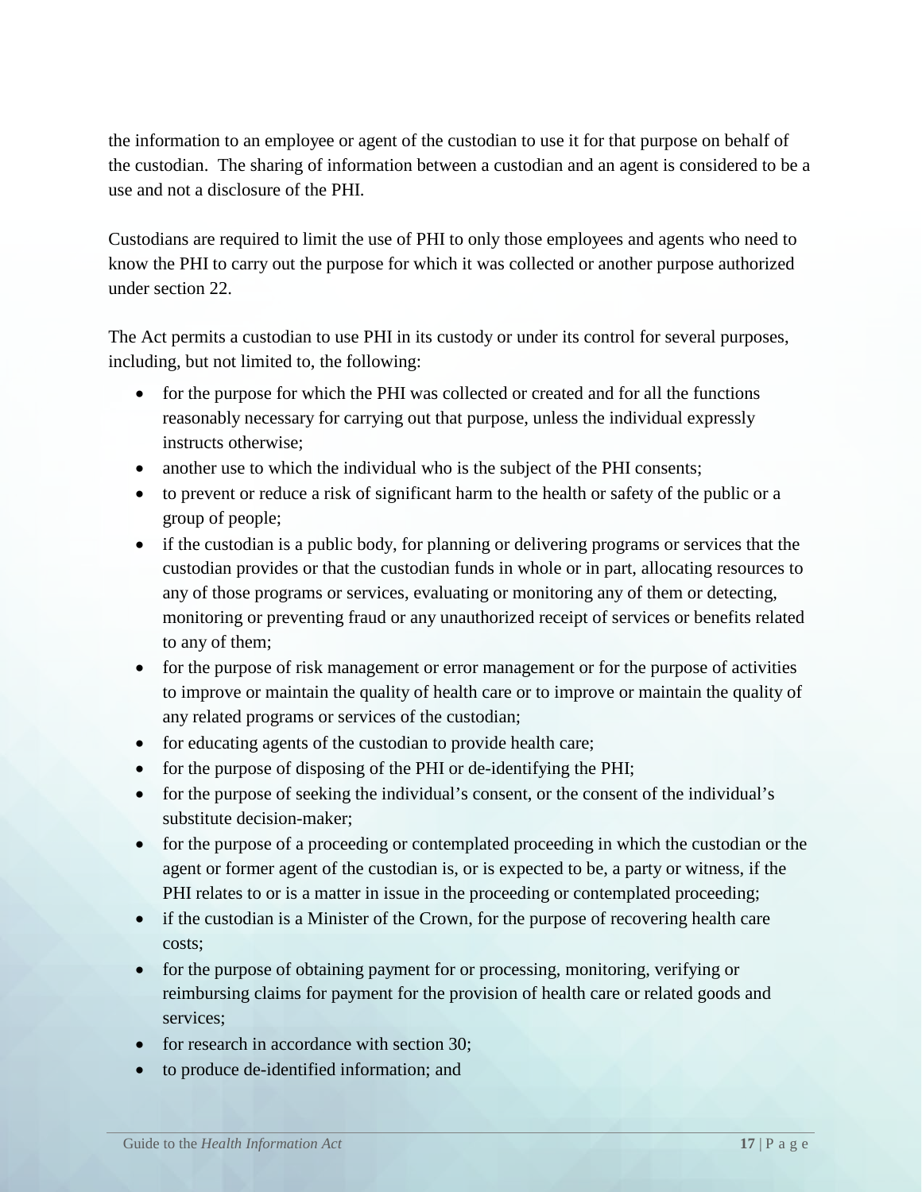the information to an employee or agent of the custodian to use it for that purpose on behalf of the custodian.  The sharing of information between a custodian and an agent is considered to be a use and not a disclosure of the PHI.

Custodians are required to limit the use of PHI to only those employees and agents who need to know the PHI to carry out the purpose for which it was collected or another purpose authorized under section 22.

The Act permits a custodian to use PHI in its custody or under its control for several purposes, including, but not limited to, the following:

- for the purpose for which the PHI was collected or created and for all the functions reasonably necessary for carrying out that purpose, unless the individual expressly instructs otherwise;
- another use to which the individual who is the subject of the PHI consents;
- to prevent or reduce a risk of significant harm to the health or safety of the public or a group of people;
- if the custodian is a public body, for planning or delivering programs or services that the custodian provides or that the custodian funds in whole or in part, allocating resources to any of those programs or services, evaluating or monitoring any of them or detecting, monitoring or preventing fraud or any unauthorized receipt of services or benefits related to any of them;
- for the purpose of risk management or error management or for the purpose of activities to improve or maintain the quality of health care or to improve or maintain the quality of any related programs or services of the custodian;
- for educating agents of the custodian to provide health care;
- for the purpose of disposing of the PHI or de-identifying the PHI;
- for the purpose of seeking the individual's consent, or the consent of the individual's substitute decision-maker;
- for the purpose of a proceeding or contemplated proceeding in which the custodian or the agent or former agent of the custodian is, or is expected to be, a party or witness, if the PHI relates to or is a matter in issue in the proceeding or contemplated proceeding;
- if the custodian is a Minister of the Crown, for the purpose of recovering health care costs;
- for the purpose of obtaining payment for or processing, monitoring, verifying or reimbursing claims for payment for the provision of health care or related goods and services;
- for research in accordance with section 30;
- to produce de-identified information; and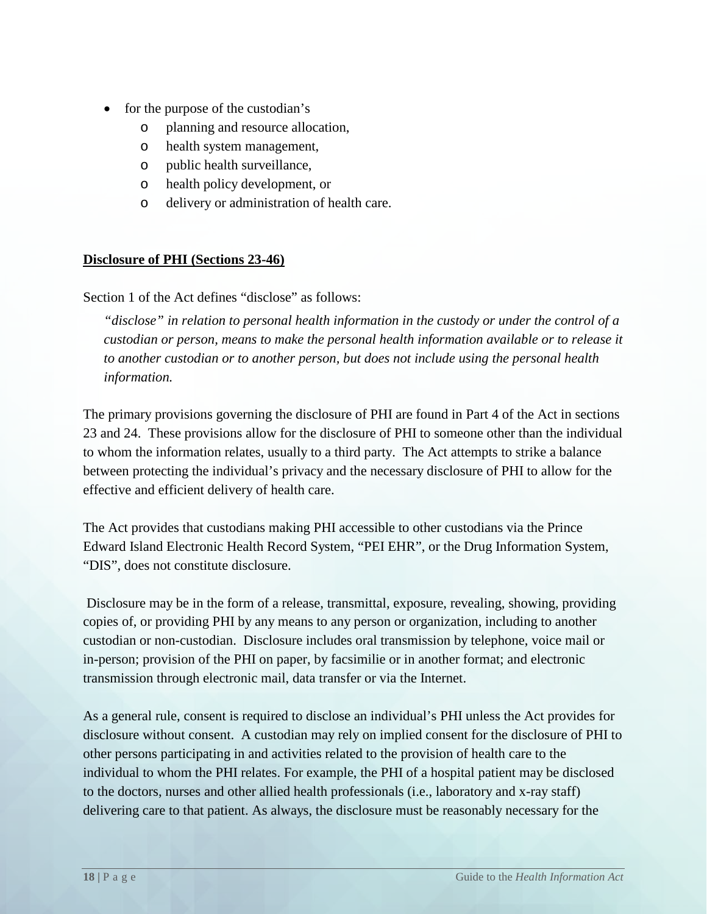- for the purpose of the custodian's
  - planning and resource allocation,
  - health system management,
  - public health surveillance,
  - health policy development, or
  - delivery or administration of health care.

**Disclosure of PHI (Sections 23-46)**

Section 1 of the Act defines "disclose" as follows:

> *"disclose" in relation to personal health information in the custody or under the control of a custodian or person, means to make the personal health information available or to release it to another custodian or to another person, but does not include using the personal health information.*

The primary provisions governing the disclosure of PHI are found in Part 4 of the Act in sections 23 and 24. These provisions allow for the disclosure of PHI to someone other than the individual to whom the information relates, usually to a third party. The Act attempts to strike a balance between protecting the individual's privacy and the necessary disclosure of PHI to allow for the effective and efficient delivery of health care.

The Act provides that custodians making PHI accessible to other custodians via the Prince Edward Island Electronic Health Record System, "PEI EHR", or the Drug Information System, "DIS", does not constitute disclosure.

Disclosure may be in the form of a release, transmittal, exposure, revealing, showing, providing copies of, or providing PHI by any means to any person or organization, including to another custodian or non-custodian. Disclosure includes oral transmission by telephone, voice mail or in-person; provision of the PHI on paper, by facsimilie or in another format; and electronic transmission through electronic mail, data transfer or via the Internet.

As a general rule, consent is required to disclose an individual's PHI unless the Act provides for disclosure without consent. A custodian may rely on implied consent for the disclosure of PHI to other persons participating in and activities related to the provision of health care to the individual to whom the PHI relates. For example, the PHI of a hospital patient may be disclosed to the doctors, nurses and other allied health professionals (i.e., laboratory and x-ray staff) delivering care to that patient. As always, the disclosure must be reasonably necessary for the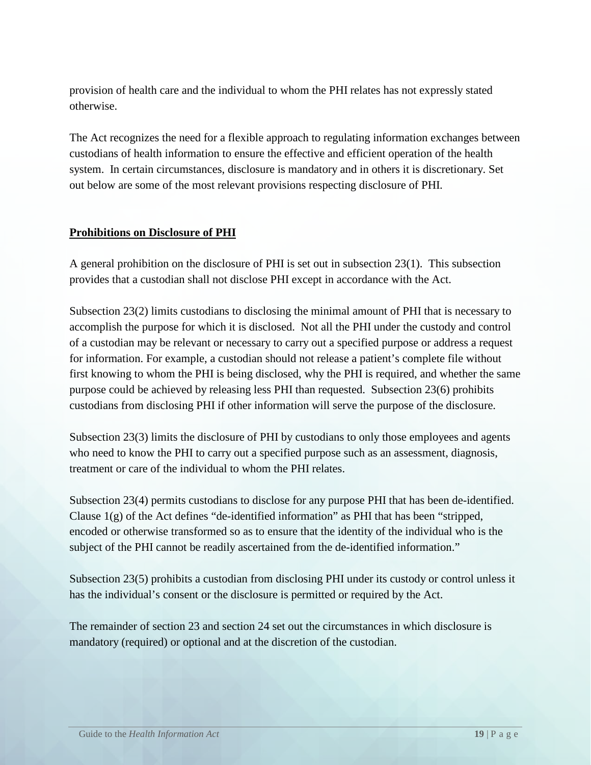provision of health care and the individual to whom the PHI relates has not expressly stated otherwise.

The Act recognizes the need for a flexible approach to regulating information exchanges between custodians of health information to ensure the effective and efficient operation of the health system. In certain circumstances, disclosure is mandatory and in others it is discretionary. Set out below are some of the most relevant provisions respecting disclosure of PHI.

## **Prohibitions on Disclosure of PHI**

A general prohibition on the disclosure of PHI is set out in subsection 23(1). This subsection provides that a custodian shall not disclose PHI except in accordance with the Act.

Subsection 23(2) limits custodians to disclosing the minimal amount of PHI that is necessary to accomplish the purpose for which it is disclosed. Not all the PHI under the custody and control of a custodian may be relevant or necessary to carry out a specified purpose or address a request for information. For example, a custodian should not release a patient's complete file without first knowing to whom the PHI is being disclosed, why the PHI is required, and whether the same purpose could be achieved by releasing less PHI than requested. Subsection 23(6) prohibits custodians from disclosing PHI if other information will serve the purpose of the disclosure.

Subsection 23(3) limits the disclosure of PHI by custodians to only those employees and agents who need to know the PHI to carry out a specified purpose such as an assessment, diagnosis, treatment or care of the individual to whom the PHI relates.

Subsection 23(4) permits custodians to disclose for any purpose PHI that has been de-identified. Clause 1(g) of the Act defines "de-identified information" as PHI that has been "stripped, encoded or otherwise transformed so as to ensure that the identity of the individual who is the subject of the PHI cannot be readily ascertained from the de-identified information."

Subsection 23(5) prohibits a custodian from disclosing PHI under its custody or control unless it has the individual's consent or the disclosure is permitted or required by the Act.

The remainder of section 23 and section 24 set out the circumstances in which disclosure is mandatory (required) or optional and at the discretion of the custodian.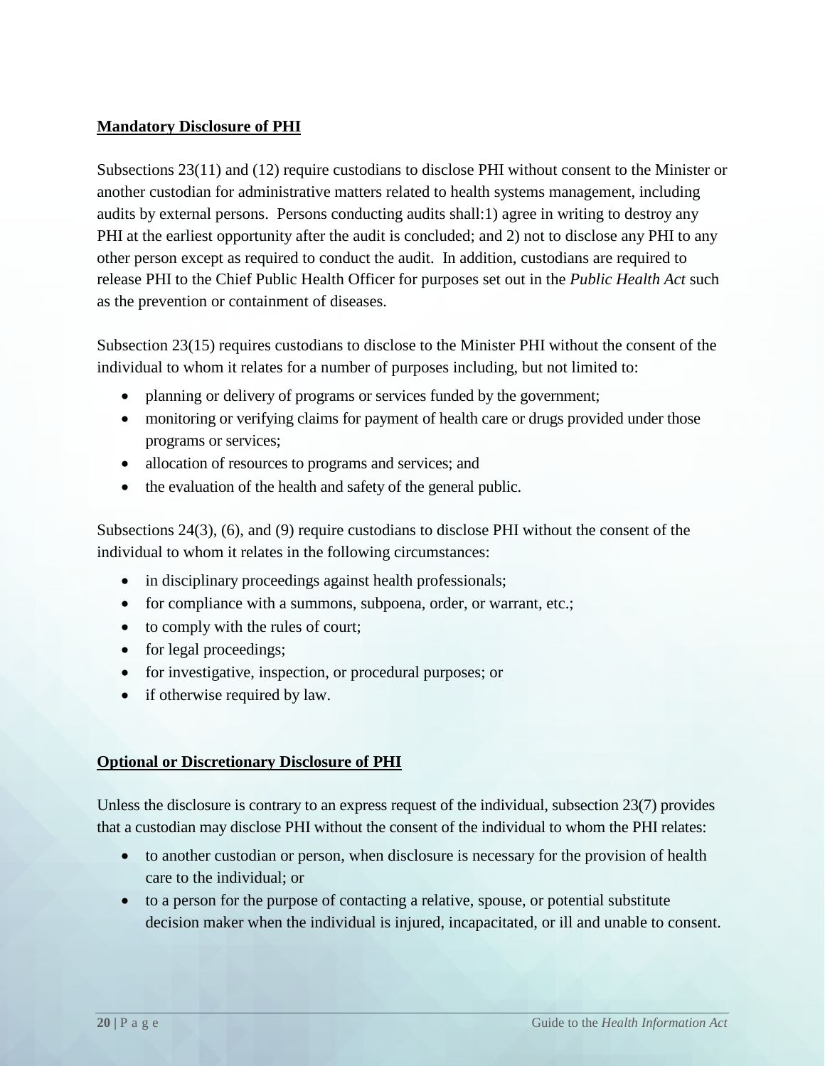**Mandatory Disclosure of PHI**

Subsections 23(11) and (12) require custodians to disclose PHI without consent to the Minister or another custodian for administrative matters related to health systems management, including audits by external persons. Persons conducting audits shall:1) agree in writing to destroy any PHI at the earliest opportunity after the audit is concluded; and 2) not to disclose any PHI to any other person except as required to conduct the audit. In addition, custodians are required to release PHI to the Chief Public Health Officer for purposes set out in the *Public Health Act* such as the prevention or containment of diseases.

Subsection 23(15) requires custodians to disclose to the Minister PHI without the consent of the individual to whom it relates for a number of purposes including, but not limited to:

- planning or delivery of programs or services funded by the government;
- monitoring or verifying claims for payment of health care or drugs provided under those programs or services;
- allocation of resources to programs and services; and
- the evaluation of the health and safety of the general public.

Subsections 24(3), (6), and (9) require custodians to disclose PHI without the consent of the individual to whom it relates in the following circumstances:

- in disciplinary proceedings against health professionals;
- for compliance with a summons, subpoena, order, or warrant, etc.;
- to comply with the rules of court;
- for legal proceedings;
- for investigative, inspection, or procedural purposes; or
- if otherwise required by law.

**Optional or Discretionary Disclosure of PHI**

Unless the disclosure is contrary to an express request of the individual, subsection 23(7) provides that a custodian may disclose PHI without the consent of the individual to whom the PHI relates:

- to another custodian or person, when disclosure is necessary for the provision of health care to the individual; or
- to a person for the purpose of contacting a relative, spouse, or potential substitute decision maker when the individual is injured, incapacitated, or ill and unable to consent.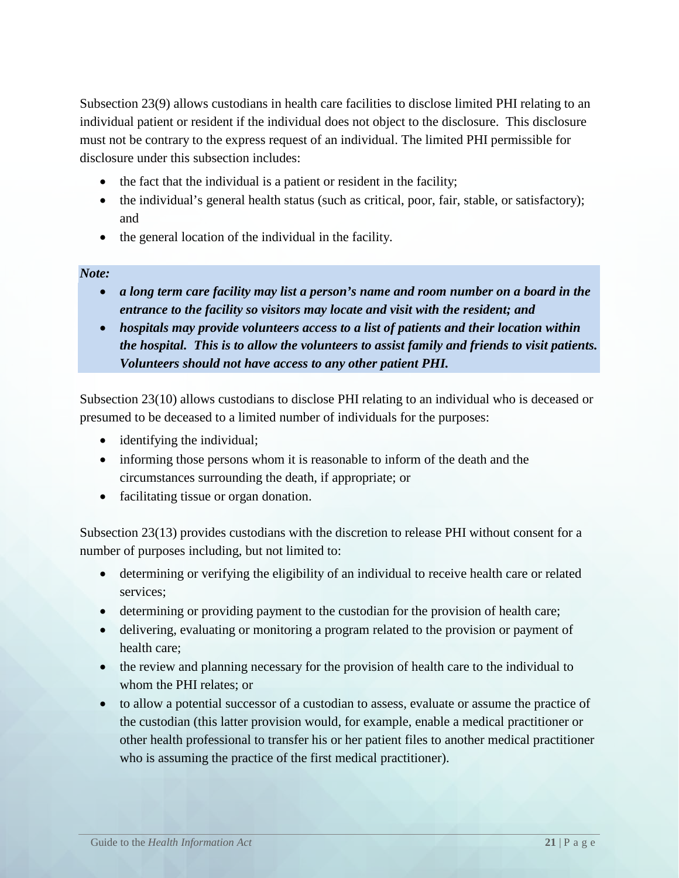Subsection 23(9) allows custodians in health care facilities to disclose limited PHI relating to an individual patient or resident if the individual does not object to the disclosure. This disclosure must not be contrary to the express request of an individual. The limited PHI permissible for disclosure under this subsection includes:

- the fact that the individual is a patient or resident in the facility;
- the individual's general health status (such as critical, poor, fair, stable, or satisfactory); and
- the general location of the individual in the facility.

***Note:***

- ***a long term care facility may list a person's name and room number on a board in the entrance to the facility so visitors may locate and visit with the resident; and***
- ***hospitals may provide volunteers access to a list of patients and their location within the hospital. This is to allow the volunteers to assist family and friends to visit patients. Volunteers should not have access to any other patient PHI.***

Subsection 23(10) allows custodians to disclose PHI relating to an individual who is deceased or presumed to be deceased to a limited number of individuals for the purposes:

- identifying the individual;
- informing those persons whom it is reasonable to inform of the death and the circumstances surrounding the death, if appropriate; or
- facilitating tissue or organ donation.

Subsection 23(13) provides custodians with the discretion to release PHI without consent for a number of purposes including, but not limited to:

- determining or verifying the eligibility of an individual to receive health care or related services;
- determining or providing payment to the custodian for the provision of health care;
- delivering, evaluating or monitoring a program related to the provision or payment of health care;
- the review and planning necessary for the provision of health care to the individual to whom the PHI relates; or
- to allow a potential successor of a custodian to assess, evaluate or assume the practice of the custodian (this latter provision would, for example, enable a medical practitioner or other health professional to transfer his or her patient files to another medical practitioner who is assuming the practice of the first medical practitioner).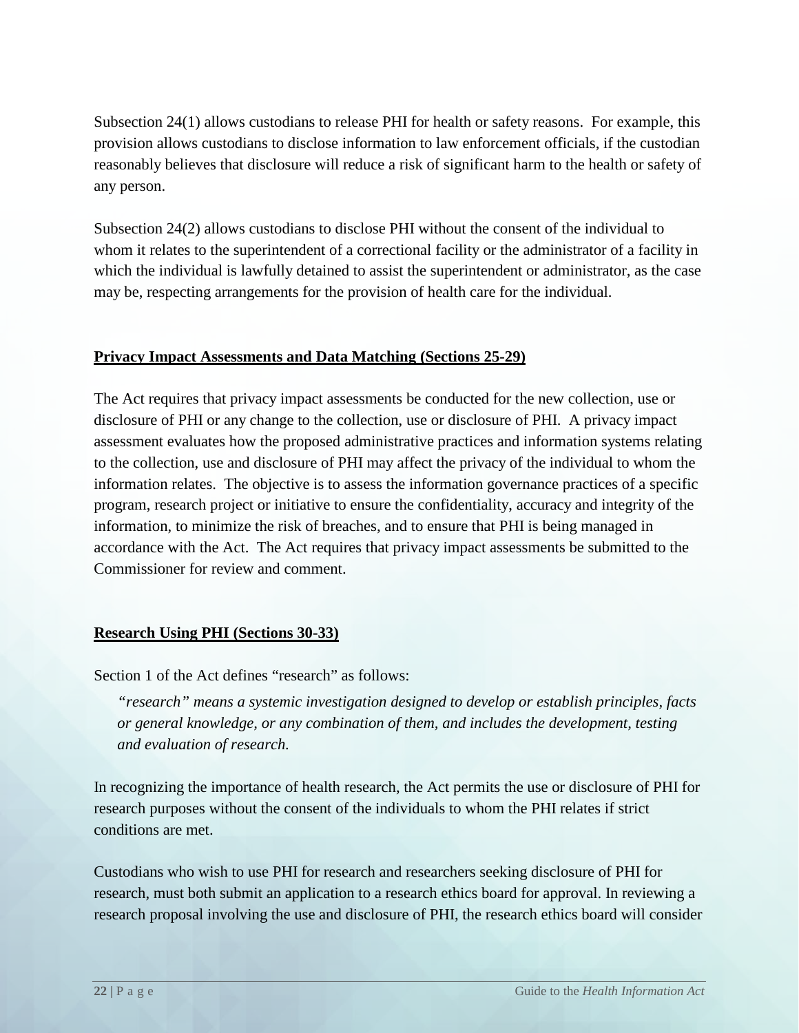Subsection 24(1) allows custodians to release PHI for health or safety reasons. For example, this provision allows custodians to disclose information to law enforcement officials, if the custodian reasonably believes that disclosure will reduce a risk of significant harm to the health or safety of any person.

Subsection 24(2) allows custodians to disclose PHI without the consent of the individual to whom it relates to the superintendent of a correctional facility or the administrator of a facility in which the individual is lawfully detained to assist the superintendent or administrator, as the case may be, respecting arrangements for the provision of health care for the individual.

## Privacy Impact Assessments and Data Matching (Sections 25-29)

The Act requires that privacy impact assessments be conducted for the new collection, use or disclosure of PHI or any change to the collection, use or disclosure of PHI. A privacy impact assessment evaluates how the proposed administrative practices and information systems relating to the collection, use and disclosure of PHI may affect the privacy of the individual to whom the information relates. The objective is to assess the information governance practices of a specific program, research project or initiative to ensure the confidentiality, accuracy and integrity of the information, to minimize the risk of breaches, and to ensure that PHI is being managed in accordance with the Act. The Act requires that privacy impact assessments be submitted to the Commissioner for review and comment.

## Research Using PHI (Sections 30-33)

Section 1 of the Act defines "research" as follows:

> *"research" means a systemic investigation designed to develop or establish principles, facts or general knowledge, or any combination of them, and includes the development, testing and evaluation of research.*

In recognizing the importance of health research, the Act permits the use or disclosure of PHI for research purposes without the consent of the individuals to whom the PHI relates if strict conditions are met.

Custodians who wish to use PHI for research and researchers seeking disclosure of PHI for research, must both submit an application to a research ethics board for approval. In reviewing a research proposal involving the use and disclosure of PHI, the research ethics board will consider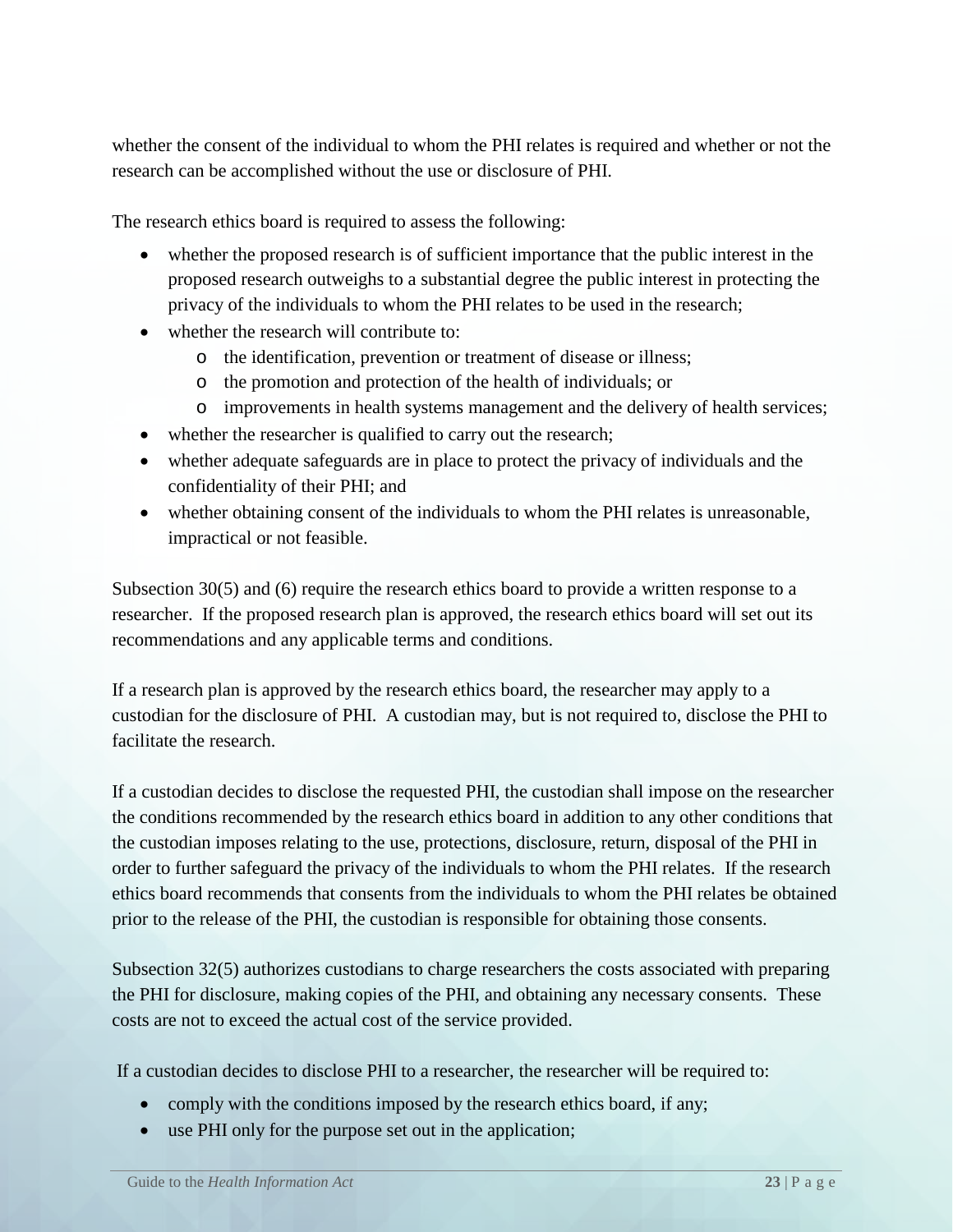whether the consent of the individual to whom the PHI relates is required and whether or not the research can be accomplished without the use or disclosure of PHI.

The research ethics board is required to assess the following:

- whether the proposed research is of sufficient importance that the public interest in the proposed research outweighs to a substantial degree the public interest in protecting the privacy of the individuals to whom the PHI relates to be used in the research;
- whether the research will contribute to:
  - the identification, prevention or treatment of disease or illness;
  - the promotion and protection of the health of individuals; or
  - improvements in health systems management and the delivery of health services;
- whether the researcher is qualified to carry out the research;
- whether adequate safeguards are in place to protect the privacy of individuals and the confidentiality of their PHI; and
- whether obtaining consent of the individuals to whom the PHI relates is unreasonable, impractical or not feasible.

Subsection 30(5) and (6) require the research ethics board to provide a written response to a researcher. If the proposed research plan is approved, the research ethics board will set out its recommendations and any applicable terms and conditions.

If a research plan is approved by the research ethics board, the researcher may apply to a custodian for the disclosure of PHI. A custodian may, but is not required to, disclose the PHI to facilitate the research.

If a custodian decides to disclose the requested PHI, the custodian shall impose on the researcher the conditions recommended by the research ethics board in addition to any other conditions that the custodian imposes relating to the use, protections, disclosure, return, disposal of the PHI in order to further safeguard the privacy of the individuals to whom the PHI relates. If the research ethics board recommends that consents from the individuals to whom the PHI relates be obtained prior to the release of the PHI, the custodian is responsible for obtaining those consents.

Subsection 32(5) authorizes custodians to charge researchers the costs associated with preparing the PHI for disclosure, making copies of the PHI, and obtaining any necessary consents. These costs are not to exceed the actual cost of the service provided.

If a custodian decides to disclose PHI to a researcher, the researcher will be required to:

- comply with the conditions imposed by the research ethics board, if any;
- use PHI only for the purpose set out in the application;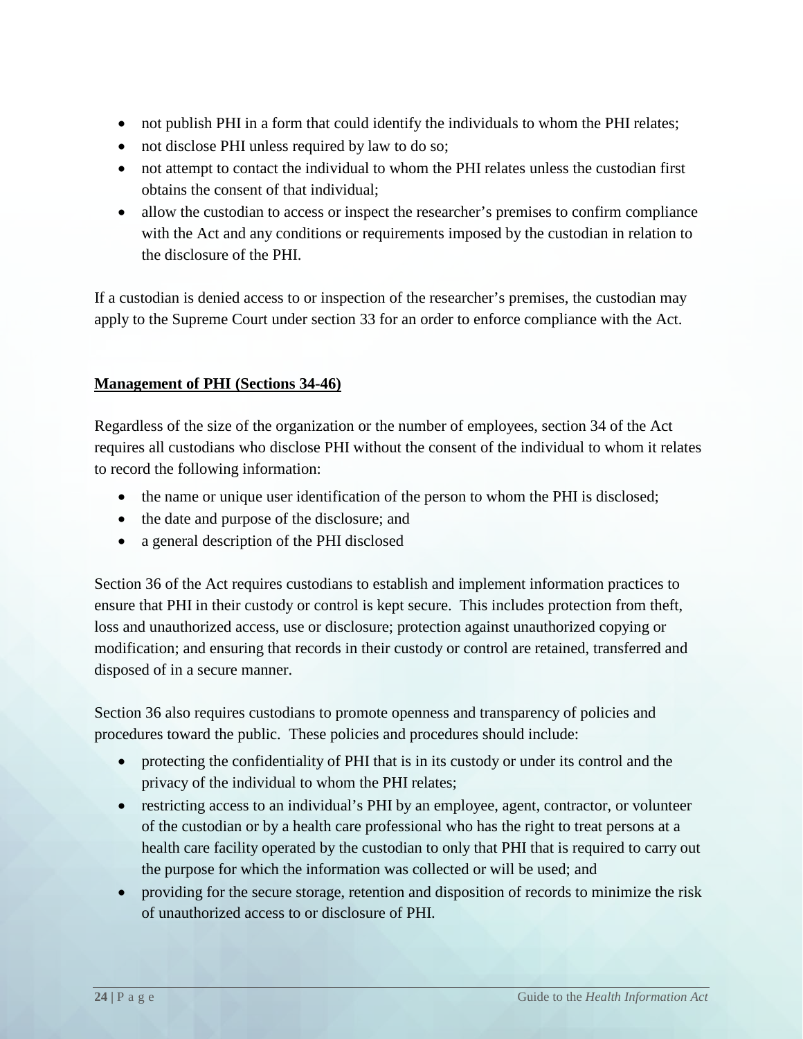- not publish PHI in a form that could identify the individuals to whom the PHI relates;
- not disclose PHI unless required by law to do so;
- not attempt to contact the individual to whom the PHI relates unless the custodian first obtains the consent of that individual;
- allow the custodian to access or inspect the researcher's premises to confirm compliance with the Act and any conditions or requirements imposed by the custodian in relation to the disclosure of the PHI.

If a custodian is denied access to or inspection of the researcher's premises, the custodian may apply to the Supreme Court under section 33 for an order to enforce compliance with the Act.

**Management of PHI (Sections 34-46)**

Regardless of the size of the organization or the number of employees, section 34 of the Act requires all custodians who disclose PHI without the consent of the individual to whom it relates to record the following information:

- the name or unique user identification of the person to whom the PHI is disclosed;
- the date and purpose of the disclosure; and
- a general description of the PHI disclosed

Section 36 of the Act requires custodians to establish and implement information practices to ensure that PHI in their custody or control is kept secure. This includes protection from theft, loss and unauthorized access, use or disclosure; protection against unauthorized copying or modification; and ensuring that records in their custody or control are retained, transferred and disposed of in a secure manner.

Section 36 also requires custodians to promote openness and transparency of policies and procedures toward the public. These policies and procedures should include:

- protecting the confidentiality of PHI that is in its custody or under its control and the privacy of the individual to whom the PHI relates;
- restricting access to an individual's PHI by an employee, agent, contractor, or volunteer of the custodian or by a health care professional who has the right to treat persons at a health care facility operated by the custodian to only that PHI that is required to carry out the purpose for which the information was collected or will be used; and
- providing for the secure storage, retention and disposition of records to minimize the risk of unauthorized access to or disclosure of PHI.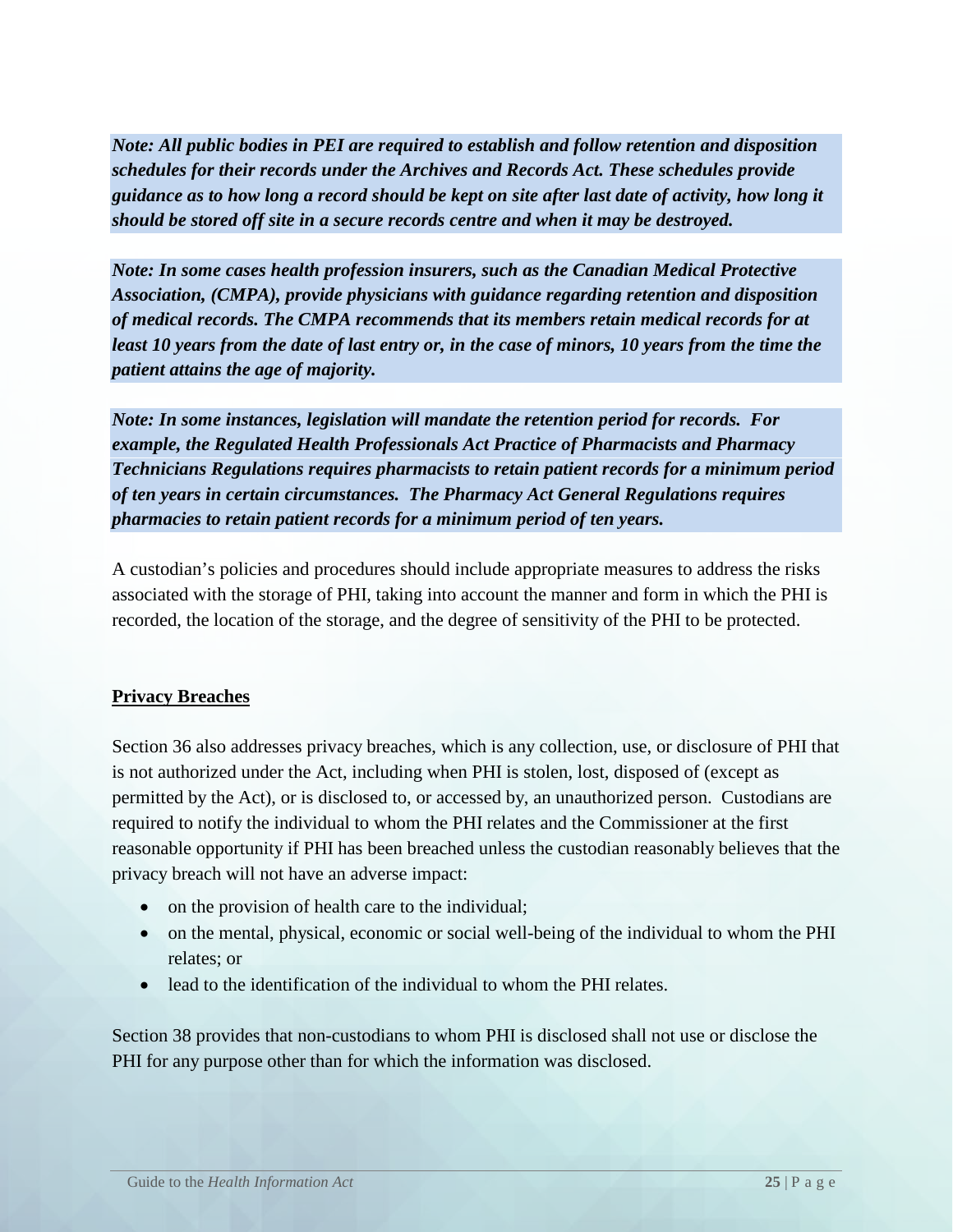***Note: All public bodies in PEI are required to establish and follow retention and disposition schedules for their records under the Archives and Records Act. These schedules provide guidance as to how long a record should be kept on site after last date of activity, how long it should be stored off site in a secure records centre and when it may be destroyed.***

***Note: In some cases health profession insurers, such as the Canadian Medical Protective Association, (CMPA), provide physicians with guidance regarding retention and disposition of medical records. The CMPA recommends that its members retain medical records for at least 10 years from the date of last entry or, in the case of minors, 10 years from the time the patient attains the age of majority.***

***Note: In some instances, legislation will mandate the retention period for records. For example, the Regulated Health Professionals Act Practice of Pharmacists and Pharmacy Technicians Regulations requires pharmacists to retain patient records for a minimum period of ten years in certain circumstances. The Pharmacy Act General Regulations requires pharmacies to retain patient records for a minimum period of ten years.***

A custodian's policies and procedures should include appropriate measures to address the risks associated with the storage of PHI, taking into account the manner and form in which the PHI is recorded, the location of the storage, and the degree of sensitivity of the PHI to be protected.

**Privacy Breaches**

Section 36 also addresses privacy breaches, which is any collection, use, or disclosure of PHI that is not authorized under the Act, including when PHI is stolen, lost, disposed of (except as permitted by the Act), or is disclosed to, or accessed by, an unauthorized person. Custodians are required to notify the individual to whom the PHI relates and the Commissioner at the first reasonable opportunity if PHI has been breached unless the custodian reasonably believes that the privacy breach will not have an adverse impact:

- on the provision of health care to the individual;
- on the mental, physical, economic or social well-being of the individual to whom the PHI relates; or
- lead to the identification of the individual to whom the PHI relates.

Section 38 provides that non-custodians to whom PHI is disclosed shall not use or disclose the PHI for any purpose other than for which the information was disclosed.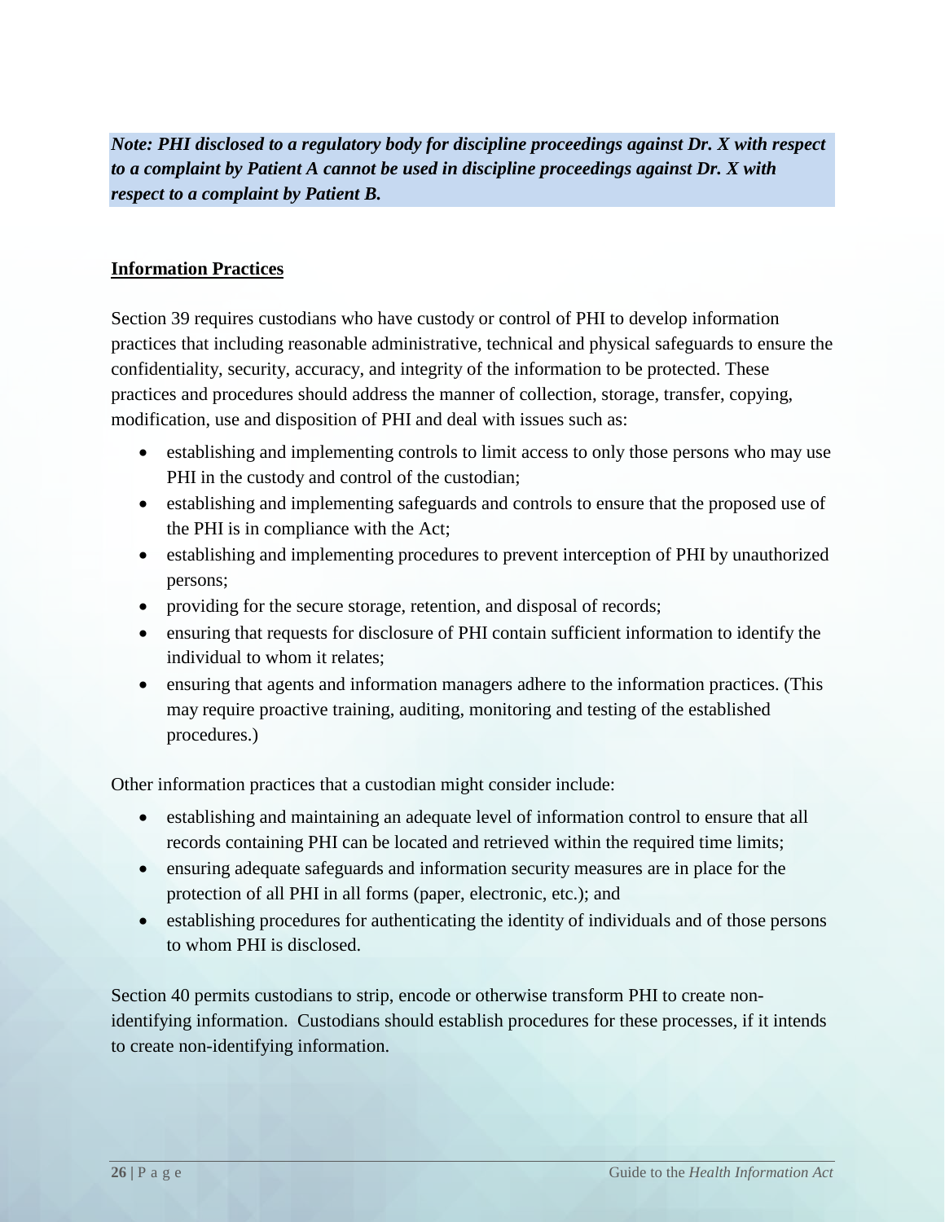***Note: PHI disclosed to a regulatory body for discipline proceedings against Dr. X with respect to a complaint by Patient A cannot be used in discipline proceedings against Dr. X with respect to a complaint by Patient B.***

**<u>Information Practices</u>**

Section 39 requires custodians who have custody or control of PHI to develop information practices that including reasonable administrative, technical and physical safeguards to ensure the confidentiality, security, accuracy, and integrity of the information to be protected. These practices and procedures should address the manner of collection, storage, transfer, copying, modification, use and disposition of PHI and deal with issues such as:

- establishing and implementing controls to limit access to only those persons who may use PHI in the custody and control of the custodian;
- establishing and implementing safeguards and controls to ensure that the proposed use of the PHI is in compliance with the Act;
- establishing and implementing procedures to prevent interception of PHI by unauthorized persons;
- providing for the secure storage, retention, and disposal of records;
- ensuring that requests for disclosure of PHI contain sufficient information to identify the individual to whom it relates;
- ensuring that agents and information managers adhere to the information practices. (This may require proactive training, auditing, monitoring and testing of the established procedures.)

Other information practices that a custodian might consider include:

- establishing and maintaining an adequate level of information control to ensure that all records containing PHI can be located and retrieved within the required time limits;
- ensuring adequate safeguards and information security measures are in place for the protection of all PHI in all forms (paper, electronic, etc.); and
- establishing procedures for authenticating the identity of individuals and of those persons to whom PHI is disclosed.

Section 40 permits custodians to strip, encode or otherwise transform PHI to create non-identifying information. Custodians should establish procedures for these processes, if it intends to create non-identifying information.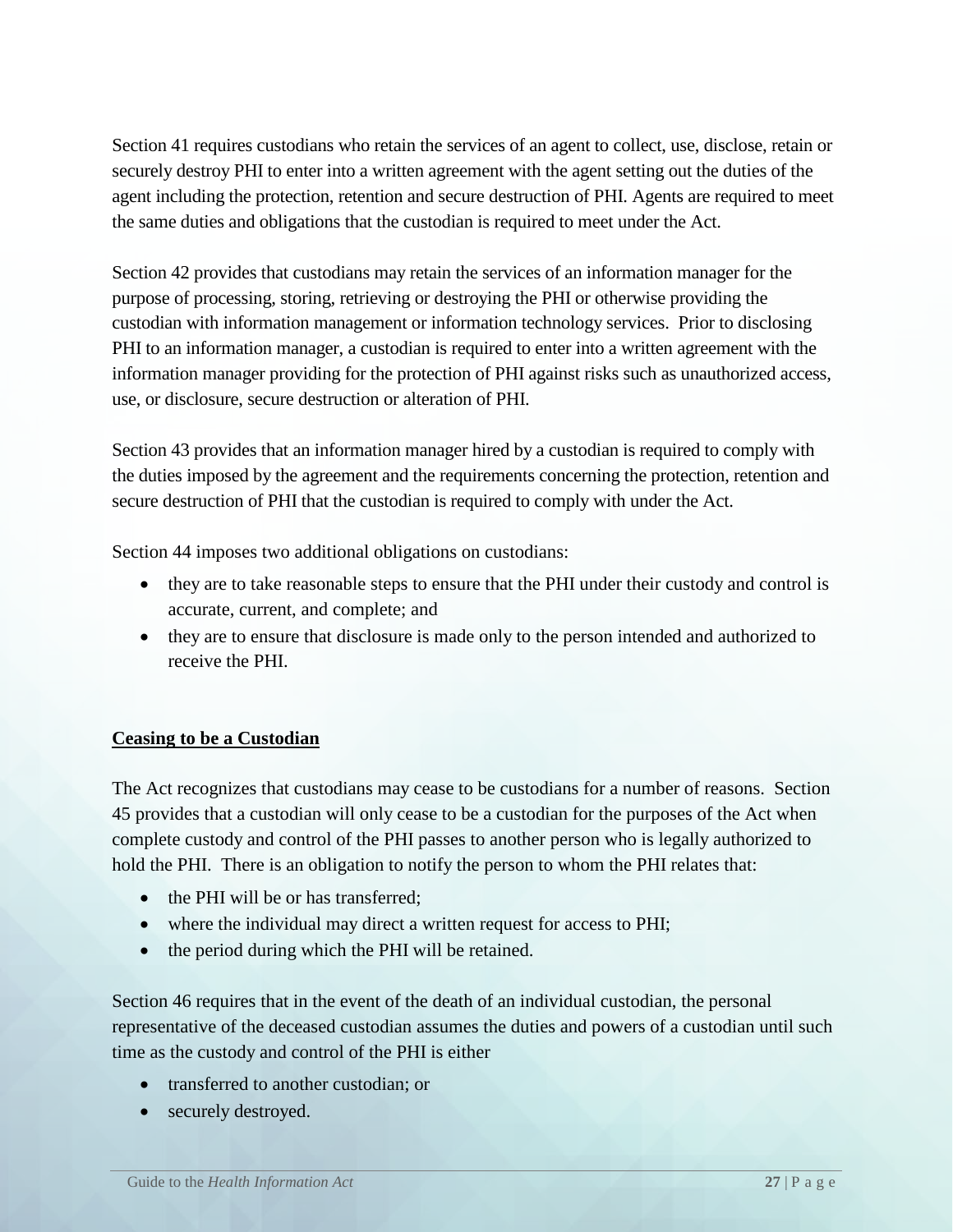Section 41 requires custodians who retain the services of an agent to collect, use, disclose, retain or securely destroy PHI to enter into a written agreement with the agent setting out the duties of the agent including the protection, retention and secure destruction of PHI. Agents are required to meet the same duties and obligations that the custodian is required to meet under the Act.

Section 42 provides that custodians may retain the services of an information manager for the purpose of processing, storing, retrieving or destroying the PHI or otherwise providing the custodian with information management or information technology services. Prior to disclosing PHI to an information manager, a custodian is required to enter into a written agreement with the information manager providing for the protection of PHI against risks such as unauthorized access, use, or disclosure, secure destruction or alteration of PHI.

Section 43 provides that an information manager hired by a custodian is required to comply with the duties imposed by the agreement and the requirements concerning the protection, retention and secure destruction of PHI that the custodian is required to comply with under the Act.

Section 44 imposes two additional obligations on custodians:

- they are to take reasonable steps to ensure that the PHI under their custody and control is accurate, current, and complete; and
- they are to ensure that disclosure is made only to the person intended and authorized to receive the PHI.

## Ceasing to be a Custodian

The Act recognizes that custodians may cease to be custodians for a number of reasons. Section 45 provides that a custodian will only cease to be a custodian for the purposes of the Act when complete custody and control of the PHI passes to another person who is legally authorized to hold the PHI. There is an obligation to notify the person to whom the PHI relates that:

- the PHI will be or has transferred;
- where the individual may direct a written request for access to PHI;
- the period during which the PHI will be retained.

Section 46 requires that in the event of the death of an individual custodian, the personal representative of the deceased custodian assumes the duties and powers of a custodian until such time as the custody and control of the PHI is either

- transferred to another custodian; or
- securely destroyed.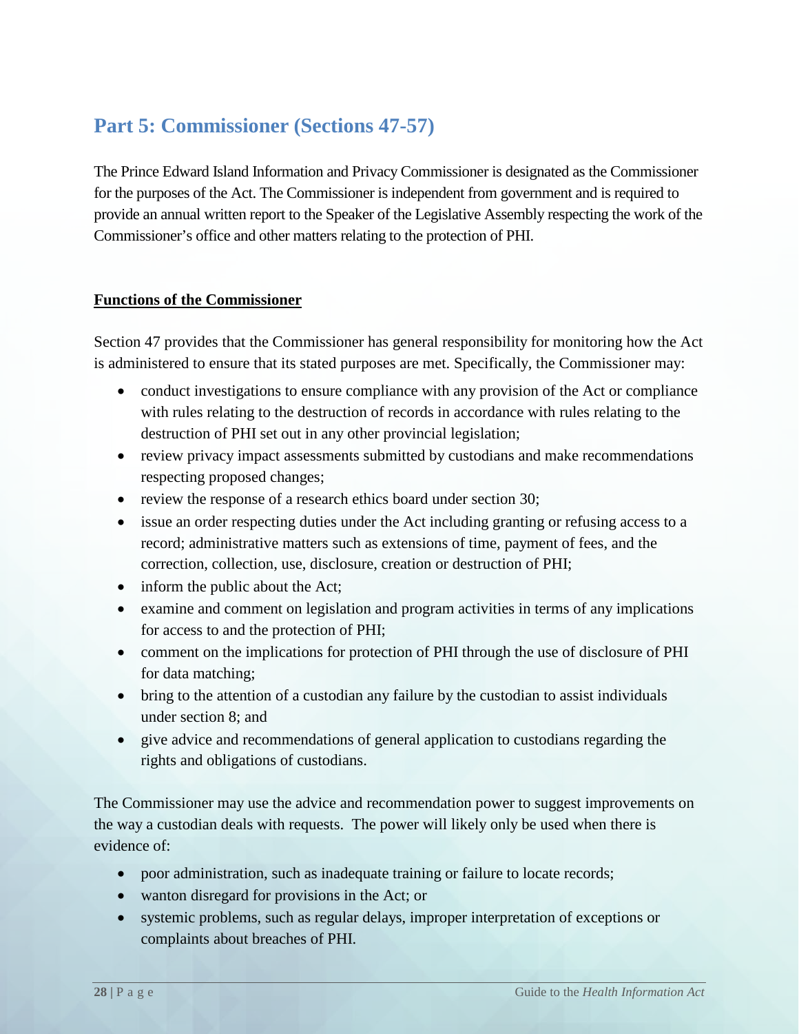## Part 5: Commissioner (Sections 47-57)

The Prince Edward Island Information and Privacy Commissioner is designated as the Commissioner for the purposes of the Act. The Commissioner is independent from government and is required to provide an annual written report to the Speaker of the Legislative Assembly respecting the work of the Commissioner's office and other matters relating to the protection of PHI.

### Functions of the Commissioner

Section 47 provides that the Commissioner has general responsibility for monitoring how the Act is administered to ensure that its stated purposes are met. Specifically, the Commissioner may:

- conduct investigations to ensure compliance with any provision of the Act or compliance with rules relating to the destruction of records in accordance with rules relating to the destruction of PHI set out in any other provincial legislation;
- review privacy impact assessments submitted by custodians and make recommendations respecting proposed changes;
- review the response of a research ethics board under section 30;
- issue an order respecting duties under the Act including granting or refusing access to a record; administrative matters such as extensions of time, payment of fees, and the correction, collection, use, disclosure, creation or destruction of PHI;
- inform the public about the Act;
- examine and comment on legislation and program activities in terms of any implications for access to and the protection of PHI;
- comment on the implications for protection of PHI through the use of disclosure of PHI for data matching;
- bring to the attention of a custodian any failure by the custodian to assist individuals under section 8; and
- give advice and recommendations of general application to custodians regarding the rights and obligations of custodians.

The Commissioner may use the advice and recommendation power to suggest improvements on the way a custodian deals with requests. The power will likely only be used when there is evidence of:

- poor administration, such as inadequate training or failure to locate records;
- wanton disregard for provisions in the Act; or
- systemic problems, such as regular delays, improper interpretation of exceptions or complaints about breaches of PHI.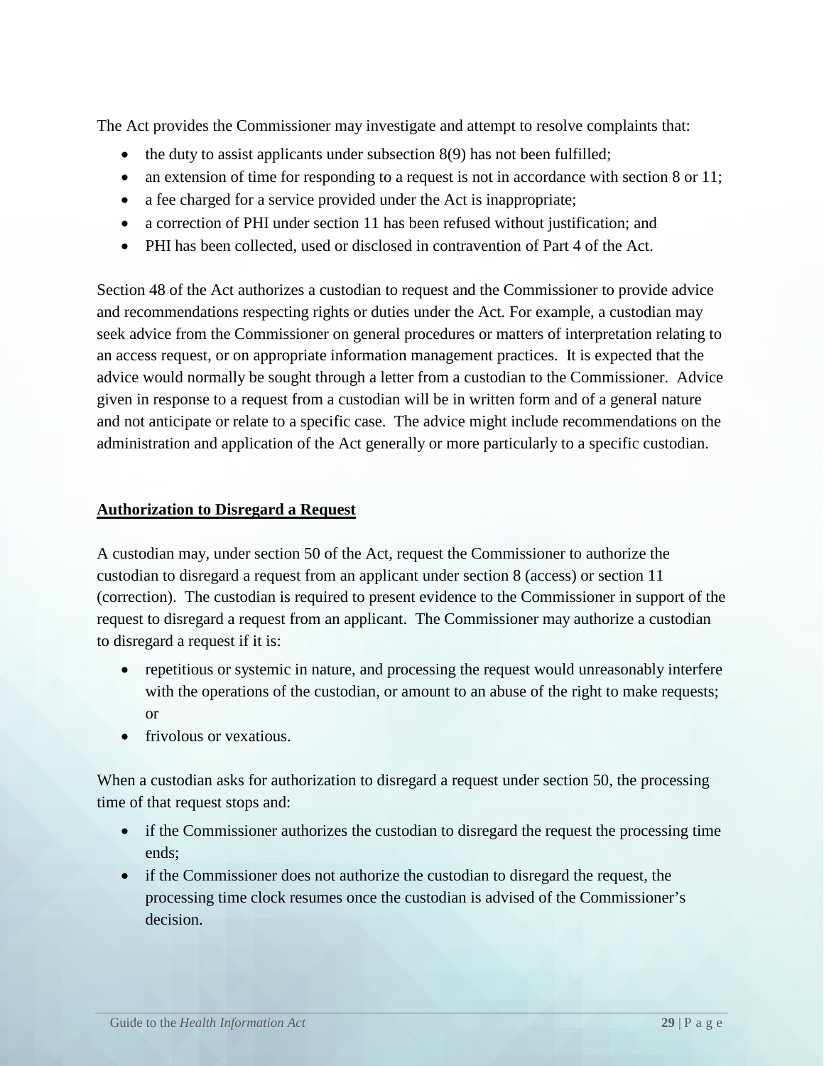The Act provides the Commissioner may investigate and attempt to resolve complaints that:

- the duty to assist applicants under subsection 8(9) has not been fulfilled;
- an extension of time for responding to a request is not in accordance with section 8 or 11;
- a fee charged for a service provided under the Act is inappropriate;
- a correction of PHI under section 11 has been refused without justification; and
- PHI has been collected, used or disclosed in contravention of Part 4 of the Act.

Section 48 of the Act authorizes a custodian to request and the Commissioner to provide advice and recommendations respecting rights or duties under the Act. For example, a custodian may seek advice from the Commissioner on general procedures or matters of interpretation relating to an access request, or on appropriate information management practices. It is expected that the advice would normally be sought through a letter from a custodian to the Commissioner. Advice given in response to a request from a custodian will be in written form and of a general nature and not anticipate or relate to a specific case. The advice might include recommendations on the administration and application of the Act generally or more particularly to a specific custodian.

## Authorization to Disregard a Request

A custodian may, under section 50 of the Act, request the Commissioner to authorize the custodian to disregard a request from an applicant under section 8 (access) or section 11 (correction). The custodian is required to present evidence to the Commissioner in support of the request to disregard a request from an applicant. The Commissioner may authorize a custodian to disregard a request if it is:

- repetitious or systemic in nature, and processing the request would unreasonably interfere with the operations of the custodian, or amount to an abuse of the right to make requests; or
- frivolous or vexatious.

When a custodian asks for authorization to disregard a request under section 50, the processing time of that request stops and:

- if the Commissioner authorizes the custodian to disregard the request the processing time ends;
- if the Commissioner does not authorize the custodian to disregard the request, the processing time clock resumes once the custodian is advised of the Commissioner's decision.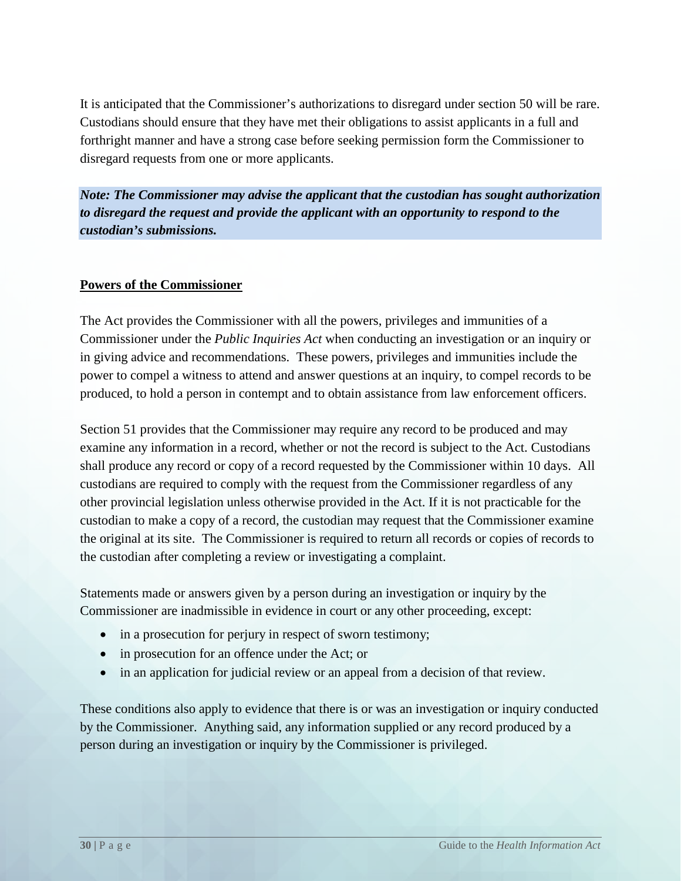It is anticipated that the Commissioner's authorizations to disregard under section 50 will be rare. Custodians should ensure that they have met their obligations to assist applicants in a full and forthright manner and have a strong case before seeking permission form the Commissioner to disregard requests from one or more applicants.

***Note: The Commissioner may advise the applicant that the custodian has sought authorization to disregard the request and provide the applicant with an opportunity to respond to the custodian's submissions.***

**Powers of the Commissioner**

The Act provides the Commissioner with all the powers, privileges and immunities of a Commissioner under the *Public Inquiries Act* when conducting an investigation or an inquiry or in giving advice and recommendations. These powers, privileges and immunities include the power to compel a witness to attend and answer questions at an inquiry, to compel records to be produced, to hold a person in contempt and to obtain assistance from law enforcement officers.

Section 51 provides that the Commissioner may require any record to be produced and may examine any information in a record, whether or not the record is subject to the Act. Custodians shall produce any record or copy of a record requested by the Commissioner within 10 days. All custodians are required to comply with the request from the Commissioner regardless of any other provincial legislation unless otherwise provided in the Act. If it is not practicable for the custodian to make a copy of a record, the custodian may request that the Commissioner examine the original at its site. The Commissioner is required to return all records or copies of records to the custodian after completing a review or investigating a complaint.

Statements made or answers given by a person during an investigation or inquiry by the Commissioner are inadmissible in evidence in court or any other proceeding, except:

- in a prosecution for perjury in respect of sworn testimony;
- in prosecution for an offence under the Act; or
- in an application for judicial review or an appeal from a decision of that review.

These conditions also apply to evidence that there is or was an investigation or inquiry conducted by the Commissioner. Anything said, any information supplied or any record produced by a person during an investigation or inquiry by the Commissioner is privileged.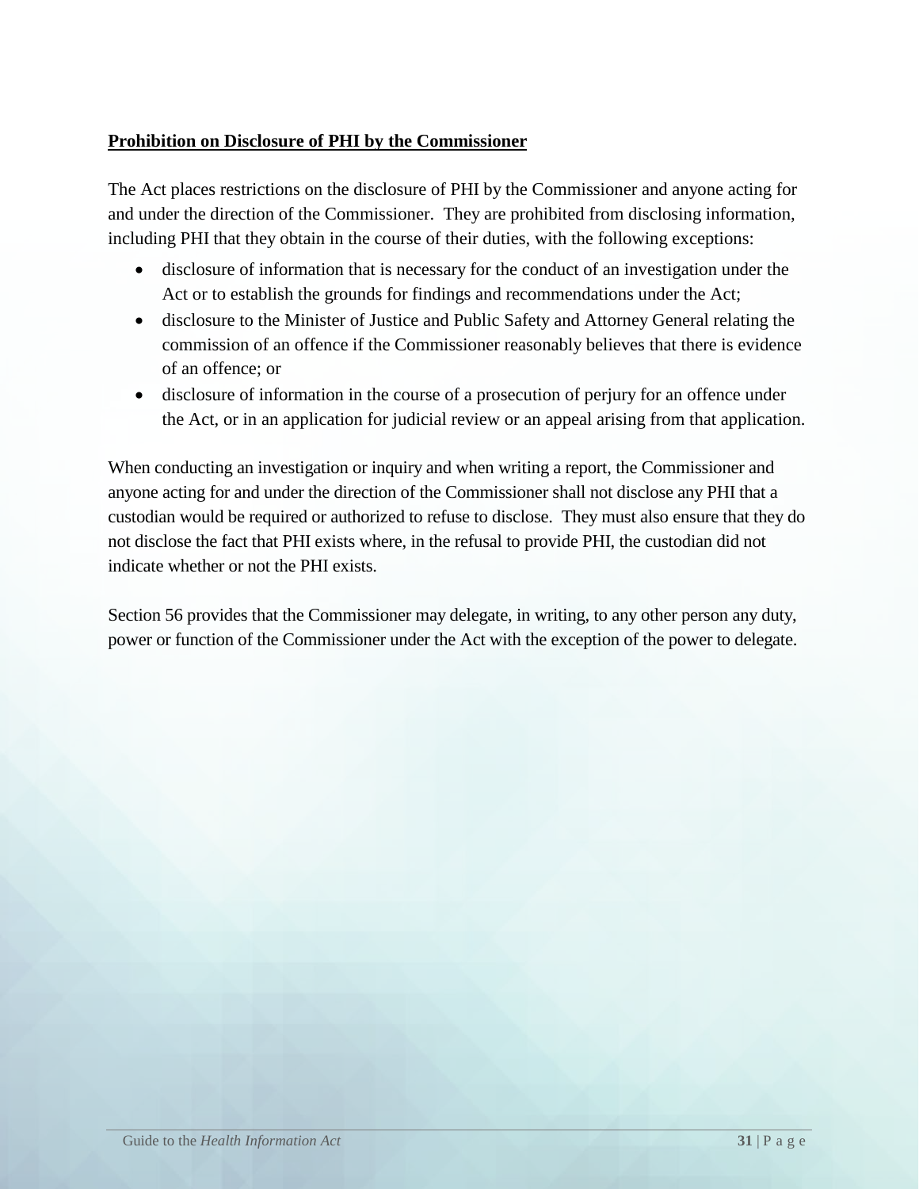**Prohibition on Disclosure of PHI by the Commissioner**

The Act places restrictions on the disclosure of PHI by the Commissioner and anyone acting for and under the direction of the Commissioner. They are prohibited from disclosing information, including PHI that they obtain in the course of their duties, with the following exceptions:

- disclosure of information that is necessary for the conduct of an investigation under the Act or to establish the grounds for findings and recommendations under the Act;
- disclosure to the Minister of Justice and Public Safety and Attorney General relating the commission of an offence if the Commissioner reasonably believes that there is evidence of an offence; or
- disclosure of information in the course of a prosecution of perjury for an offence under the Act, or in an application for judicial review or an appeal arising from that application.

When conducting an investigation or inquiry and when writing a report, the Commissioner and anyone acting for and under the direction of the Commissioner shall not disclose any PHI that a custodian would be required or authorized to refuse to disclose. They must also ensure that they do not disclose the fact that PHI exists where, in the refusal to provide PHI, the custodian did not indicate whether or not the PHI exists.

Section 56 provides that the Commissioner may delegate, in writing, to any other person any duty, power or function of the Commissioner under the Act with the exception of the power to delegate.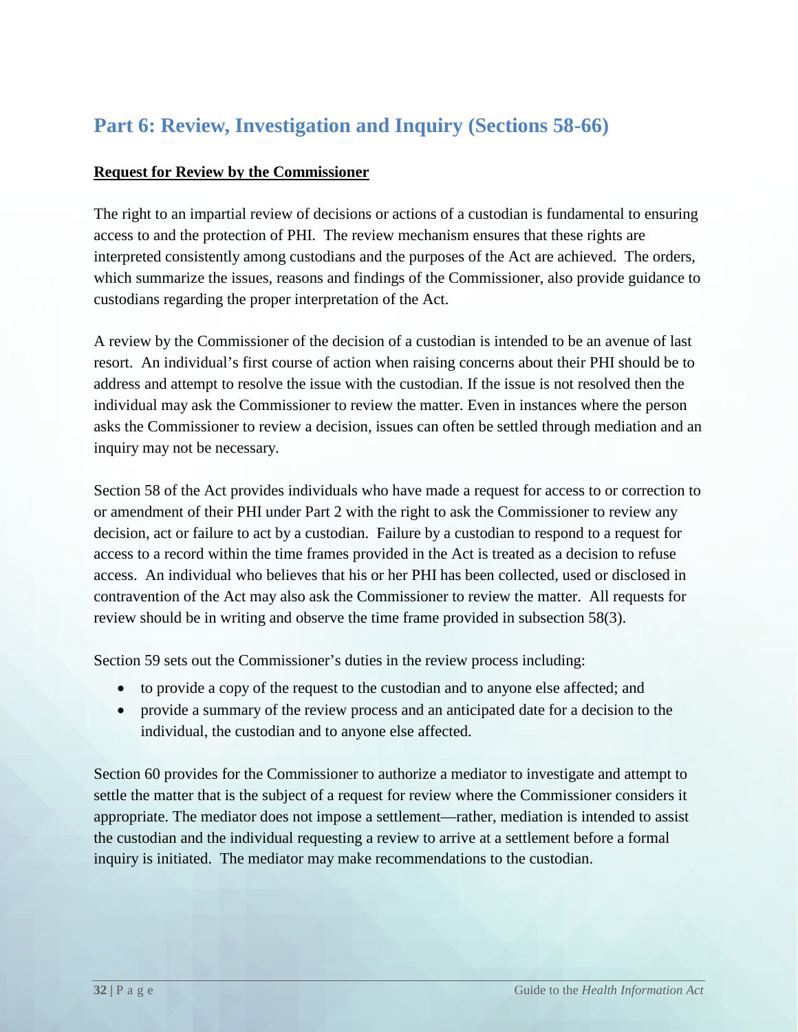# Part 6: Review, Investigation and Inquiry (Sections 58-66)

**Request for Review by the Commissioner**

The right to an impartial review of decisions or actions of a custodian is fundamental to ensuring access to and the protection of PHI. The review mechanism ensures that these rights are interpreted consistently among custodians and the purposes of the Act are achieved. The orders, which summarize the issues, reasons and findings of the Commissioner, also provide guidance to custodians regarding the proper interpretation of the Act.

A review by the Commissioner of the decision of a custodian is intended to be an avenue of last resort. An individual's first course of action when raising concerns about their PHI should be to address and attempt to resolve the issue with the custodian. If the issue is not resolved then the individual may ask the Commissioner to review the matter. Even in instances where the person asks the Commissioner to review a decision, issues can often be settled through mediation and an inquiry may not be necessary.

Section 58 of the Act provides individuals who have made a request for access to or correction to or amendment of their PHI under Part 2 with the right to ask the Commissioner to review any decision, act or failure to act by a custodian. Failure by a custodian to respond to a request for access to a record within the time frames provided in the Act is treated as a decision to refuse access. An individual who believes that his or her PHI has been collected, used or disclosed in contravention of the Act may also ask the Commissioner to review the matter. All requests for review should be in writing and observe the time frame provided in subsection 58(3).

Section 59 sets out the Commissioner's duties in the review process including:

- to provide a copy of the request to the custodian and to anyone else affected; and
- provide a summary of the review process and an anticipated date for a decision to the individual, the custodian and to anyone else affected.

Section 60 provides for the Commissioner to authorize a mediator to investigate and attempt to settle the matter that is the subject of a request for review where the Commissioner considers it appropriate. The mediator does not impose a settlement—rather, mediation is intended to assist the custodian and the individual requesting a review to arrive at a settlement before a formal inquiry is initiated. The mediator may make recommendations to the custodian.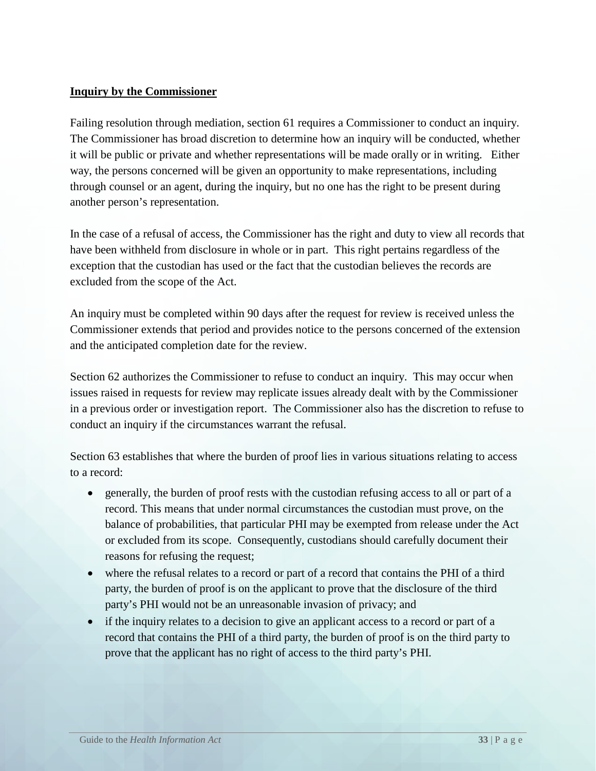**Inquiry by the Commissioner**

Failing resolution through mediation, section 61 requires a Commissioner to conduct an inquiry. The Commissioner has broad discretion to determine how an inquiry will be conducted, whether it will be public or private and whether representations will be made orally or in writing. Either way, the persons concerned will be given an opportunity to make representations, including through counsel or an agent, during the inquiry, but no one has the right to be present during another person's representation.

In the case of a refusal of access, the Commissioner has the right and duty to view all records that have been withheld from disclosure in whole or in part. This right pertains regardless of the exception that the custodian has used or the fact that the custodian believes the records are excluded from the scope of the Act.

An inquiry must be completed within 90 days after the request for review is received unless the Commissioner extends that period and provides notice to the persons concerned of the extension and the anticipated completion date for the review.

Section 62 authorizes the Commissioner to refuse to conduct an inquiry. This may occur when issues raised in requests for review may replicate issues already dealt with by the Commissioner in a previous order or investigation report. The Commissioner also has the discretion to refuse to conduct an inquiry if the circumstances warrant the refusal.

Section 63 establishes that where the burden of proof lies in various situations relating to access to a record:

- generally, the burden of proof rests with the custodian refusing access to all or part of a record. This means that under normal circumstances the custodian must prove, on the balance of probabilities, that particular PHI may be exempted from release under the Act or excluded from its scope. Consequently, custodians should carefully document their reasons for refusing the request;
- where the refusal relates to a record or part of a record that contains the PHI of a third party, the burden of proof is on the applicant to prove that the disclosure of the third party's PHI would not be an unreasonable invasion of privacy; and
- if the inquiry relates to a decision to give an applicant access to a record or part of a record that contains the PHI of a third party, the burden of proof is on the third party to prove that the applicant has no right of access to the third party's PHI.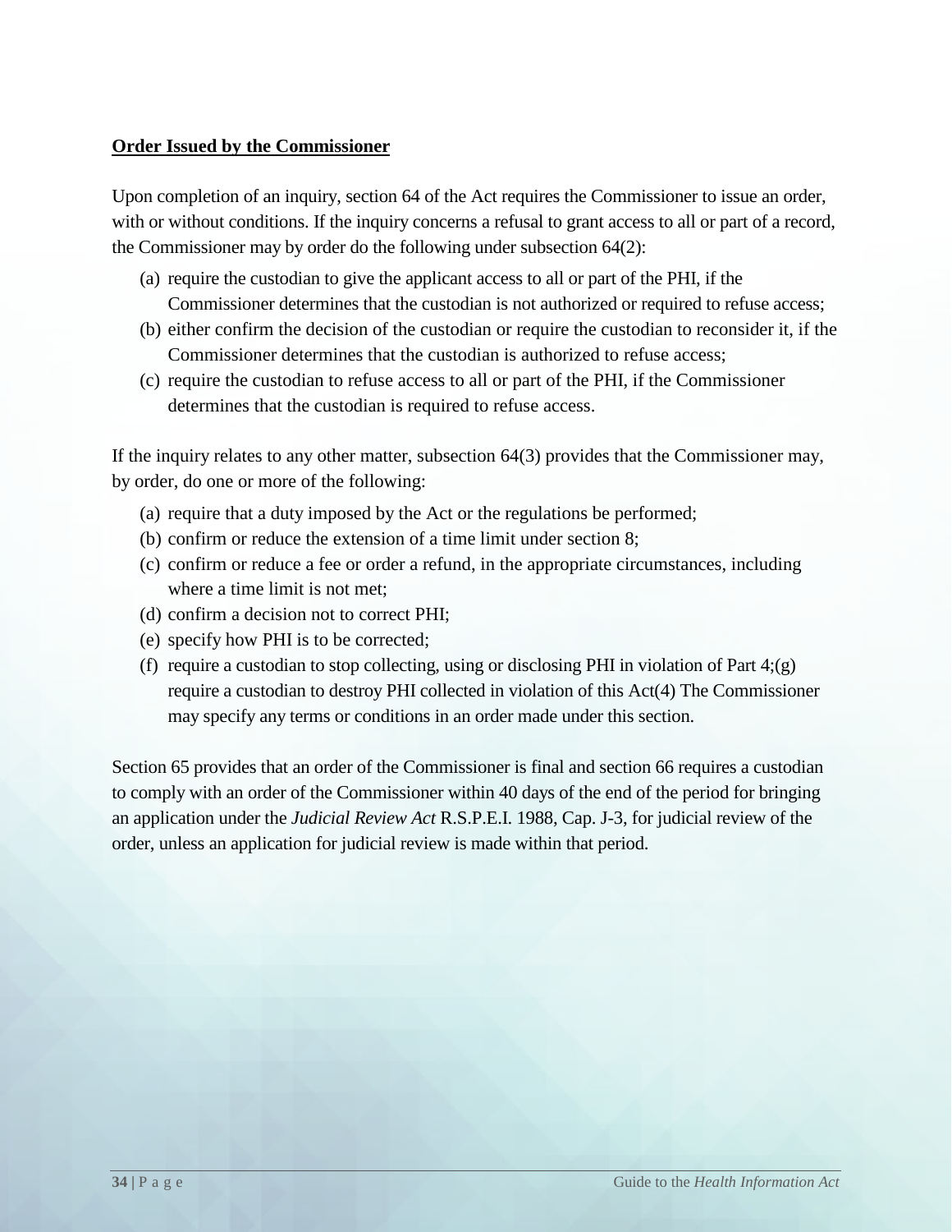**Order Issued by the Commissioner**

Upon completion of an inquiry, section 64 of the Act requires the Commissioner to issue an order, with or without conditions. If the inquiry concerns a refusal to grant access to all or part of a record, the Commissioner may by order do the following under subsection 64(2):

(a) require the custodian to give the applicant access to all or part of the PHI, if the Commissioner determines that the custodian is not authorized or required to refuse access;
(b) either confirm the decision of the custodian or require the custodian to reconsider it, if the Commissioner determines that the custodian is authorized to refuse access;
(c) require the custodian to refuse access to all or part of the PHI, if the Commissioner determines that the custodian is required to refuse access.

If the inquiry relates to any other matter, subsection 64(3) provides that the Commissioner may, by order, do one or more of the following:

(a) require that a duty imposed by the Act or the regulations be performed;
(b) confirm or reduce the extension of a time limit under section 8;
(c) confirm or reduce a fee or order a refund, in the appropriate circumstances, including where a time limit is not met;
(d) confirm a decision not to correct PHI;
(e) specify how PHI is to be corrected;
(f) require a custodian to stop collecting, using or disclosing PHI in violation of Part 4;(g) require a custodian to destroy PHI collected in violation of this Act(4) The Commissioner may specify any terms or conditions in an order made under this section.

Section 65 provides that an order of the Commissioner is final and section 66 requires a custodian to comply with an order of the Commissioner within 40 days of the end of the period for bringing an application under the *Judicial Review Act* R.S.P.E.I. 1988, Cap. J-3, for judicial review of the order, unless an application for judicial review is made within that period.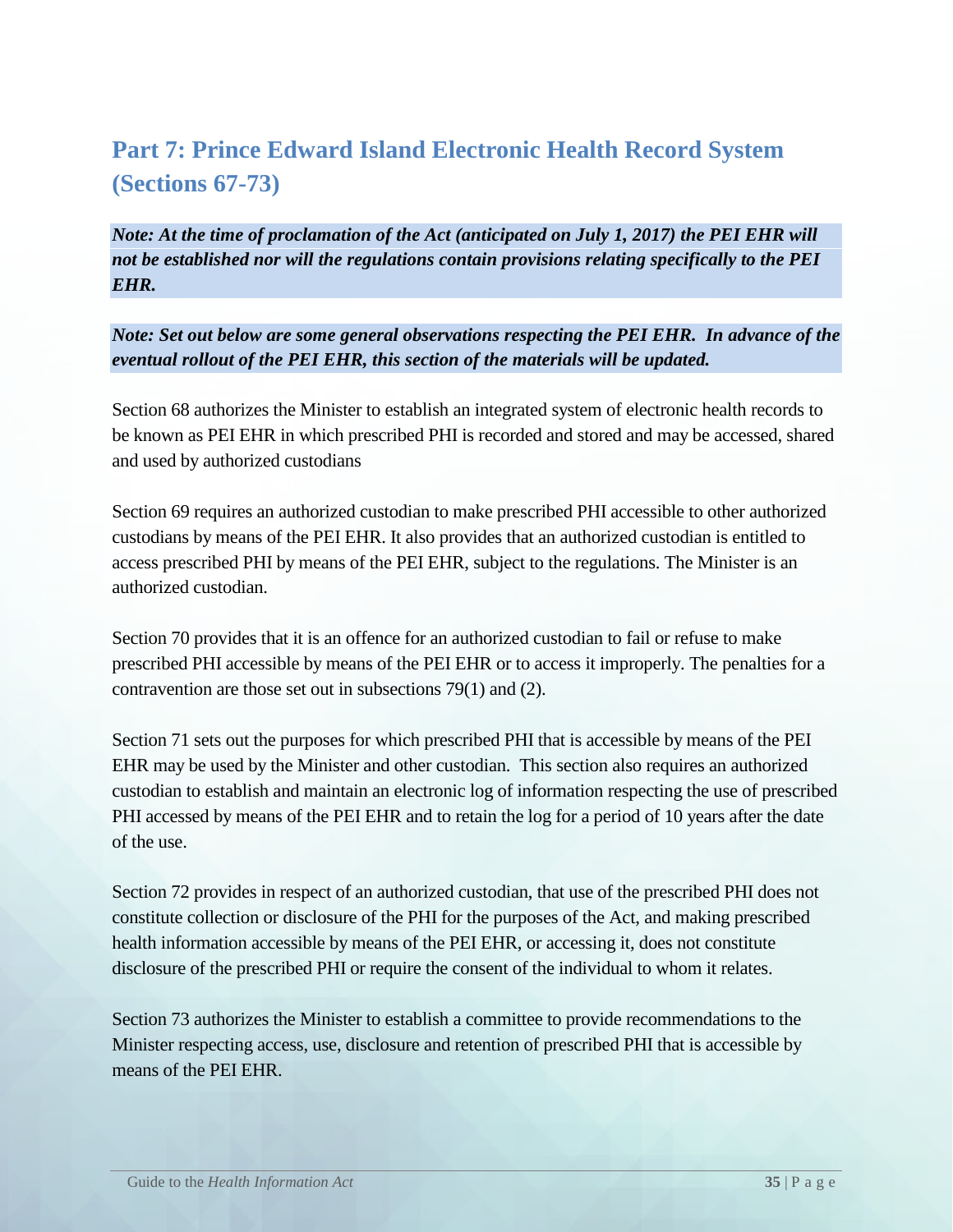## Part 7: Prince Edward Island Electronic Health Record System (Sections 67-73)

***Note: At the time of proclamation of the Act (anticipated on July 1, 2017) the PEI EHR will not be established nor will the regulations contain provisions relating specifically to the PEI EHR.***

***Note: Set out below are some general observations respecting the PEI EHR. In advance of the eventual rollout of the PEI EHR, this section of the materials will be updated.***

Section 68 authorizes the Minister to establish an integrated system of electronic health records to be known as PEI EHR in which prescribed PHI is recorded and stored and may be accessed, shared and used by authorized custodians

Section 69 requires an authorized custodian to make prescribed PHI accessible to other authorized custodians by means of the PEI EHR. It also provides that an authorized custodian is entitled to access prescribed PHI by means of the PEI EHR, subject to the regulations. The Minister is an authorized custodian.

Section 70 provides that it is an offence for an authorized custodian to fail or refuse to make prescribed PHI accessible by means of the PEI EHR or to access it improperly. The penalties for a contravention are those set out in subsections 79(1) and (2).

Section 71 sets out the purposes for which prescribed PHI that is accessible by means of the PEI EHR may be used by the Minister and other custodian. This section also requires an authorized custodian to establish and maintain an electronic log of information respecting the use of prescribed PHI accessed by means of the PEI EHR and to retain the log for a period of 10 years after the date of the use.

Section 72 provides in respect of an authorized custodian, that use of the prescribed PHI does not constitute collection or disclosure of the PHI for the purposes of the Act, and making prescribed health information accessible by means of the PEI EHR, or accessing it, does not constitute disclosure of the prescribed PHI or require the consent of the individual to whom it relates.

Section 73 authorizes the Minister to establish a committee to provide recommendations to the Minister respecting access, use, disclosure and retention of prescribed PHI that is accessible by means of the PEI EHR.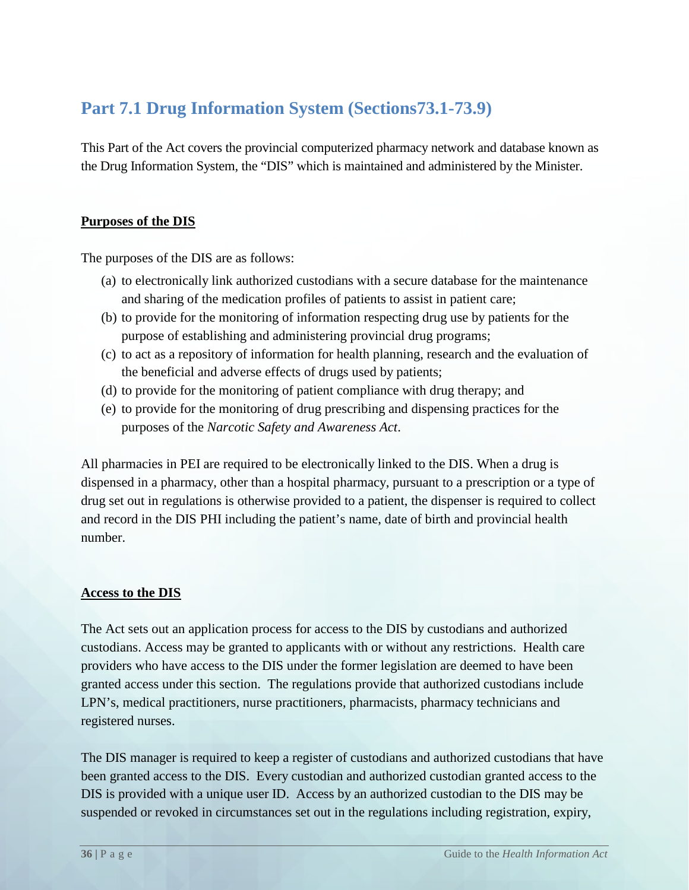## Part 7.1 Drug Information System (Sections73.1-73.9)

This Part of the Act covers the provincial computerized pharmacy network and database known as the Drug Information System, the "DIS" which is maintained and administered by the Minister.

**Purposes of the DIS**

The purposes of the DIS are as follows:

(a) to electronically link authorized custodians with a secure database for the maintenance and sharing of the medication profiles of patients to assist in patient care;
(b) to provide for the monitoring of information respecting drug use by patients for the purpose of establishing and administering provincial drug programs;
(c) to act as a repository of information for health planning, research and the evaluation of the beneficial and adverse effects of drugs used by patients;
(d) to provide for the monitoring of patient compliance with drug therapy; and
(e) to provide for the monitoring of drug prescribing and dispensing practices for the purposes of the *Narcotic Safety and Awareness Act*.

All pharmacies in PEI are required to be electronically linked to the DIS. When a drug is dispensed in a pharmacy, other than a hospital pharmacy, pursuant to a prescription or a type of drug set out in regulations is otherwise provided to a patient, the dispenser is required to collect and record in the DIS PHI including the patient's name, date of birth and provincial health number.

**Access to the DIS**

The Act sets out an application process for access to the DIS by custodians and authorized custodians. Access may be granted to applicants with or without any restrictions. Health care providers who have access to the DIS under the former legislation are deemed to have been granted access under this section. The regulations provide that authorized custodians include LPN's, medical practitioners, nurse practitioners, pharmacists, pharmacy technicians and registered nurses.

The DIS manager is required to keep a register of custodians and authorized custodians that have been granted access to the DIS. Every custodian and authorized custodian granted access to the DIS is provided with a unique user ID. Access by an authorized custodian to the DIS may be suspended or revoked in circumstances set out in the regulations including registration, expiry,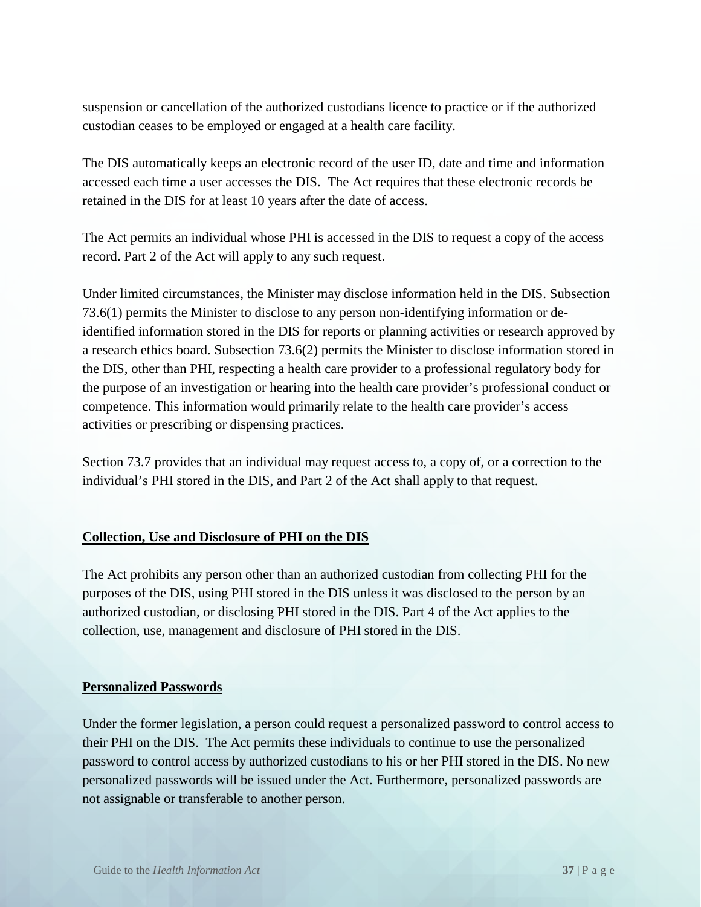suspension or cancellation of the authorized custodians licence to practice or if the authorized custodian ceases to be employed or engaged at a health care facility.

The DIS automatically keeps an electronic record of the user ID, date and time and information accessed each time a user accesses the DIS. The Act requires that these electronic records be retained in the DIS for at least 10 years after the date of access.

The Act permits an individual whose PHI is accessed in the DIS to request a copy of the access record. Part 2 of the Act will apply to any such request.

Under limited circumstances, the Minister may disclose information held in the DIS. Subsection 73.6(1) permits the Minister to disclose to any person non-identifying information or de-identified information stored in the DIS for reports or planning activities or research approved by a research ethics board. Subsection 73.6(2) permits the Minister to disclose information stored in the DIS, other than PHI, respecting a health care provider to a professional regulatory body for the purpose of an investigation or hearing into the health care provider's professional conduct or competence. This information would primarily relate to the health care provider's access activities or prescribing or dispensing practices.

Section 73.7 provides that an individual may request access to, a copy of, or a correction to the individual's PHI stored in the DIS, and Part 2 of the Act shall apply to that request.

## Collection, Use and Disclosure of PHI on the DIS

The Act prohibits any person other than an authorized custodian from collecting PHI for the purposes of the DIS, using PHI stored in the DIS unless it was disclosed to the person by an authorized custodian, or disclosing PHI stored in the DIS. Part 4 of the Act applies to the collection, use, management and disclosure of PHI stored in the DIS.

## Personalized Passwords

Under the former legislation, a person could request a personalized password to control access to their PHI on the DIS. The Act permits these individuals to continue to use the personalized password to control access by authorized custodians to his or her PHI stored in the DIS. No new personalized passwords will be issued under the Act. Furthermore, personalized passwords are not assignable or transferable to another person.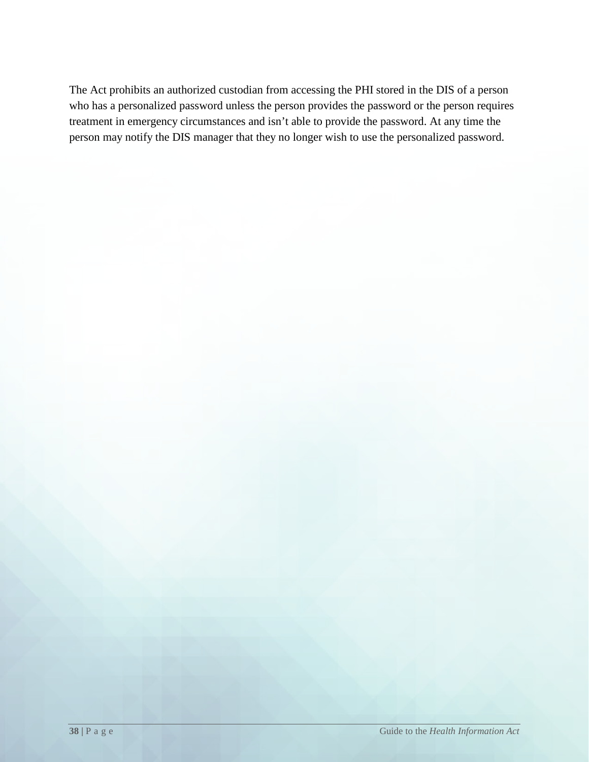The Act prohibits an authorized custodian from accessing the PHI stored in the DIS of a person who has a personalized password unless the person provides the password or the person requires treatment in emergency circumstances and isn't able to provide the password. At any time the person may notify the DIS manager that they no longer wish to use the personalized password.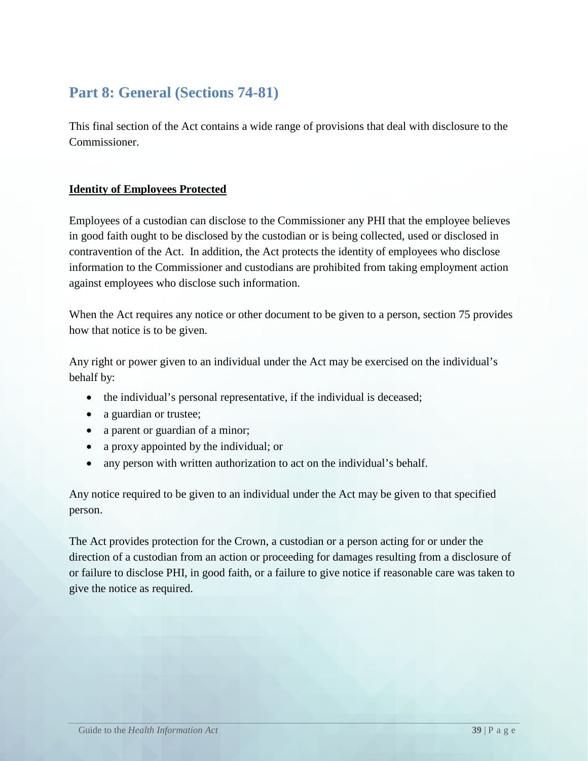## Part 8: General (Sections 74-81)

This final section of the Act contains a wide range of provisions that deal with disclosure to the Commissioner.

**Identity of Employees Protected**

Employees of a custodian can disclose to the Commissioner any PHI that the employee believes in good faith ought to be disclosed by the custodian or is being collected, used or disclosed in contravention of the Act. In addition, the Act protects the identity of employees who disclose information to the Commissioner and custodians are prohibited from taking employment action against employees who disclose such information.

When the Act requires any notice or other document to be given to a person, section 75 provides how that notice is to be given.

Any right or power given to an individual under the Act may be exercised on the individual's behalf by:

- the individual's personal representative, if the individual is deceased;
- a guardian or trustee;
- a parent or guardian of a minor;
- a proxy appointed by the individual; or
- any person with written authorization to act on the individual's behalf.

Any notice required to be given to an individual under the Act may be given to that specified person.

The Act provides protection for the Crown, a custodian or a person acting for or under the direction of a custodian from an action or proceeding for damages resulting from a disclosure of or failure to disclose PHI, in good faith, or a failure to give notice if reasonable care was taken to give the notice as required.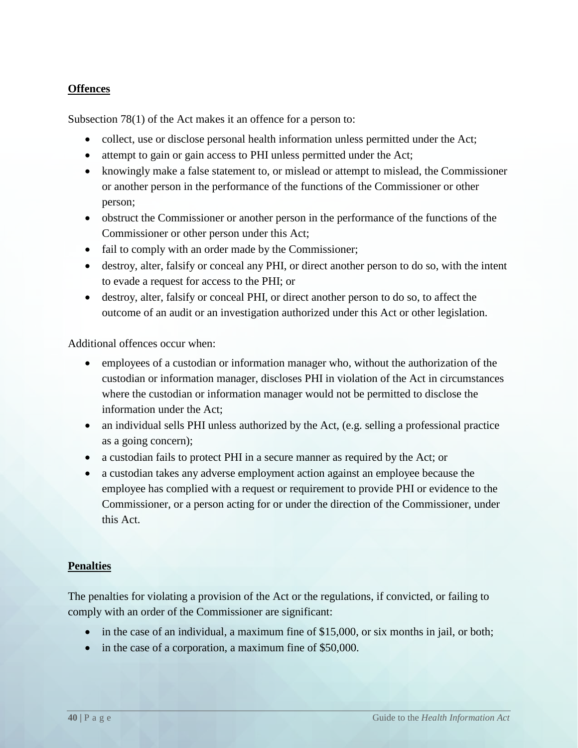**Offences**

Subsection 78(1) of the Act makes it an offence for a person to:

- collect, use or disclose personal health information unless permitted under the Act;
- attempt to gain or gain access to PHI unless permitted under the Act;
- knowingly make a false statement to, or mislead or attempt to mislead, the Commissioner or another person in the performance of the functions of the Commissioner or other person;
- obstruct the Commissioner or another person in the performance of the functions of the Commissioner or other person under this Act;
- fail to comply with an order made by the Commissioner;
- destroy, alter, falsify or conceal any PHI, or direct another person to do so, with the intent to evade a request for access to the PHI; or
- destroy, alter, falsify or conceal PHI, or direct another person to do so, to affect the outcome of an audit or an investigation authorized under this Act or other legislation.

Additional offences occur when:

- employees of a custodian or information manager who, without the authorization of the custodian or information manager, discloses PHI in violation of the Act in circumstances where the custodian or information manager would not be permitted to disclose the information under the Act;
- an individual sells PHI unless authorized by the Act, (e.g. selling a professional practice as a going concern);
- a custodian fails to protect PHI in a secure manner as required by the Act; or
- a custodian takes any adverse employment action against an employee because the employee has complied with a request or requirement to provide PHI or evidence to the Commissioner, or a person acting for or under the direction of the Commissioner, under this Act.

**Penalties**

The penalties for violating a provision of the Act or the regulations, if convicted, or failing to comply with an order of the Commissioner are significant:

- in the case of an individual, a maximum fine of $15,000, or six months in jail, or both;
- in the case of a corporation, a maximum fine of $50,000.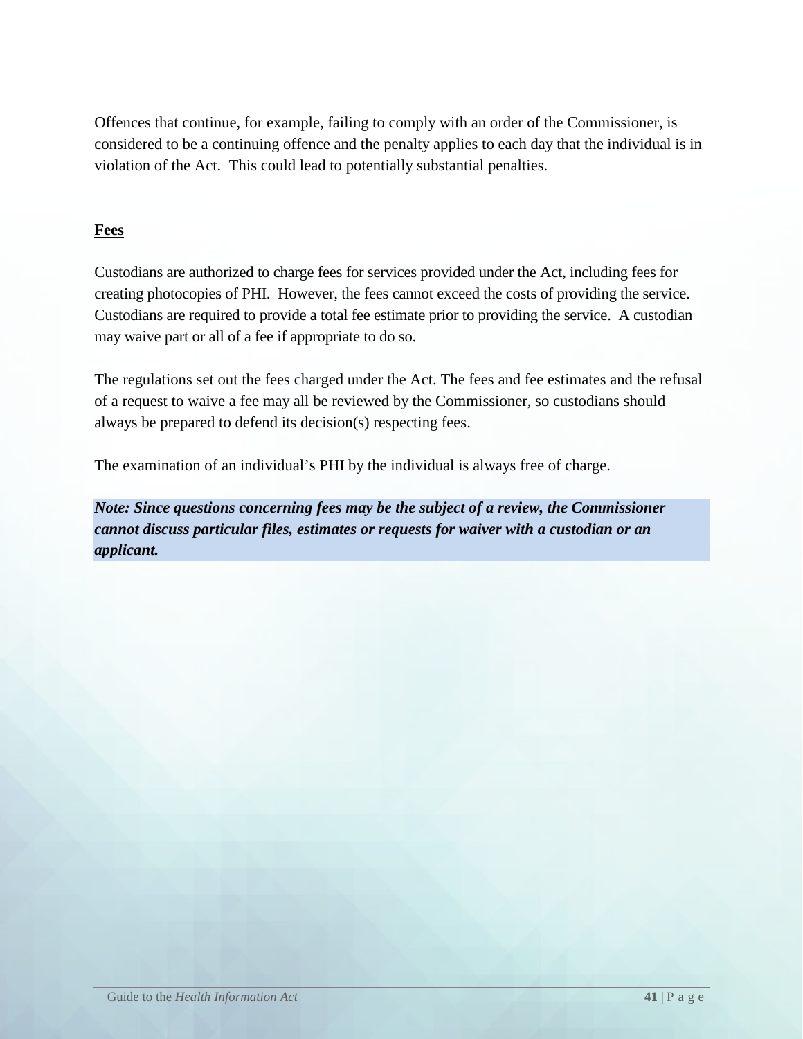Offences that continue, for example, failing to comply with an order of the Commissioner, is considered to be a continuing offence and the penalty applies to each day that the individual is in violation of the Act. This could lead to potentially substantial penalties.

## Fees

Custodians are authorized to charge fees for services provided under the Act, including fees for creating photocopies of PHI. However, the fees cannot exceed the costs of providing the service. Custodians are required to provide a total fee estimate prior to providing the service. A custodian may waive part or all of a fee if appropriate to do so.

The regulations set out the fees charged under the Act. The fees and fee estimates and the refusal of a request to waive a fee may all be reviewed by the Commissioner, so custodians should always be prepared to defend its decision(s) respecting fees.

The examination of an individual's PHI by the individual is always free of charge.

***Note: Since questions concerning fees may be the subject of a review, the Commissioner cannot discuss particular files, estimates or requests for waiver with a custodian or an applicant.***